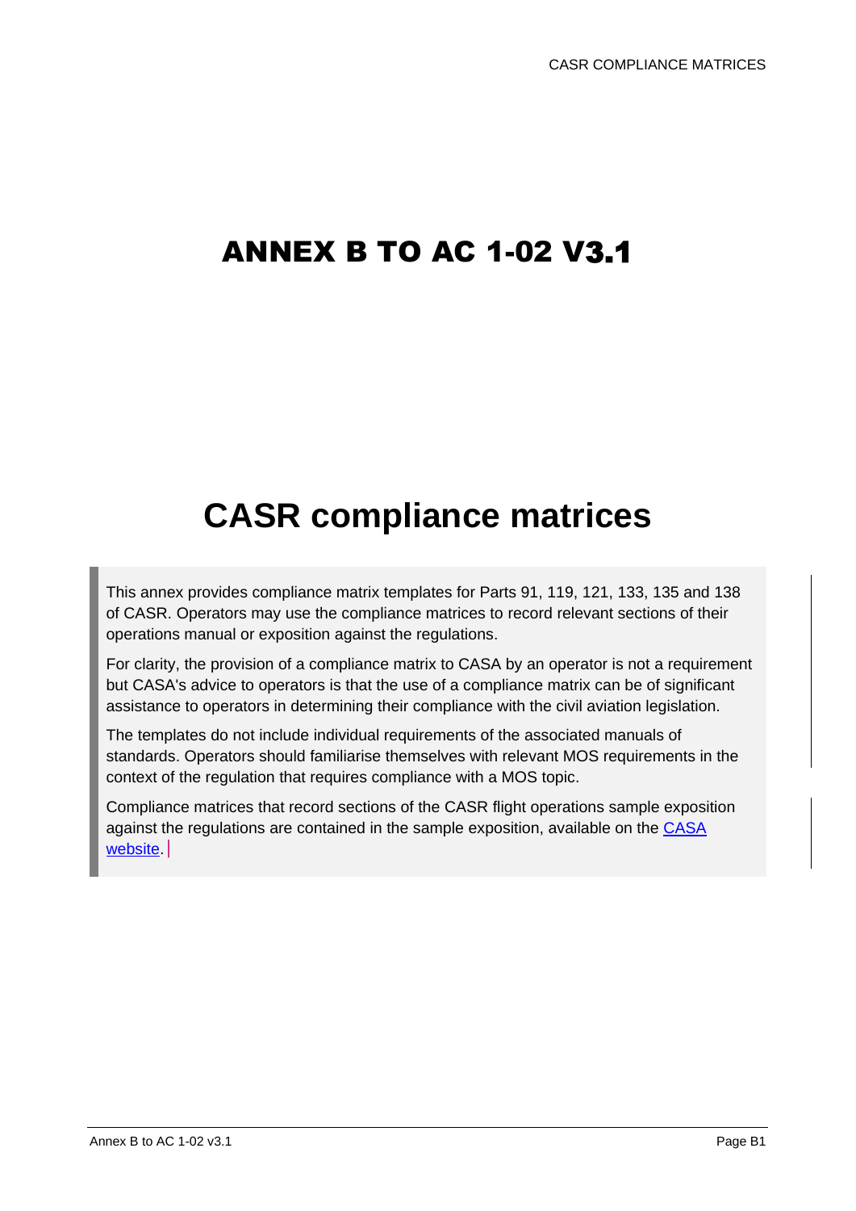# ANNEX B TO AC 1-02 V3.1

# CASR compliance matrices

This annex provides compliance matrix templates for Parts 91, 119, 121, 133, 135 and 138 of CASR. Operators may use the compliance matrices to record relevant sections of their operations manual or exposition against the regulations.

For clarity, the provision of a compliance matrix to CASA by an operator is not a requirement but CASA's advice to operators is that the use of a compliance matrix can be of significant assistance to operators in determining their compliance with the civil aviation legislation.

The templates do not include individual requirements of the associated manuals of standards. Operators should familiarise themselves with relevant MOS requirements in the context of the regulation that requires compliance with a MOS topic.

Compliance matrices that record sections of the CASR flight operations sample exposition against the regulations are contained in the sample exposition, available on the CASA website.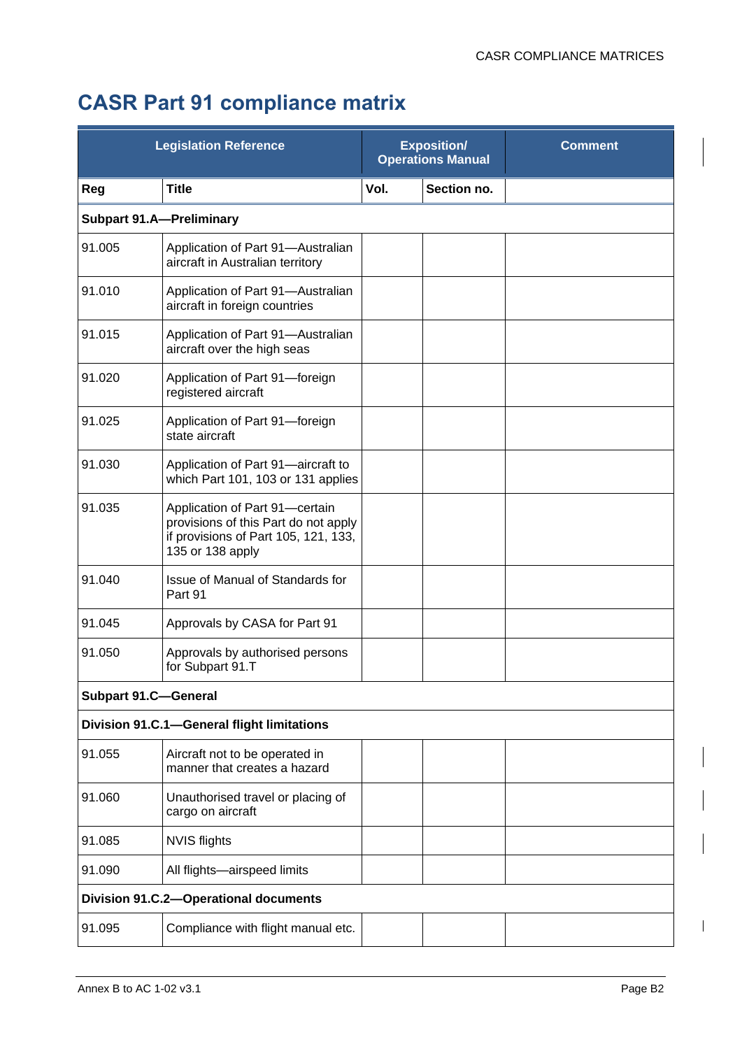# CASR Part 91 compliance matrix

| Legislation Reference | | Exposition/ Operations Manual | | Comment |
|---|---|---|---|---|
| **Reg** | **Title** | **Vol.** | **Section no.** | |
| **Subpart 91.A—Preliminary** | | | | |
| 91.005 | Application of Part 91—Australian aircraft in Australian territory | | | |
| 91.010 | Application of Part 91—Australian aircraft in foreign countries | | | |
| 91.015 | Application of Part 91—Australian aircraft over the high seas | | | |
| 91.020 | Application of Part 91—foreign registered aircraft | | | |
| 91.025 | Application of Part 91—foreign state aircraft | | | |
| 91.030 | Application of Part 91—aircraft to which Part 101, 103 or 131 applies | | | |
| 91.035 | Application of Part 91—certain provisions of this Part do not apply if provisions of Part 105, 121, 133, 135 or 138 apply | | | |
| 91.040 | Issue of Manual of Standards for Part 91 | | | |
| 91.045 | Approvals by CASA for Part 91 | | | |
| 91.050 | Approvals by authorised persons for Subpart 91.T | | | |
| **Subpart 91.C—General** | | | | |
| **Division 91.C.1—General flight limitations** | | | | |
| 91.055 | Aircraft not to be operated in manner that creates a hazard | | | |
| 91.060 | Unauthorised travel or placing of cargo on aircraft | | | |
| 91.085 | NVIS flights | | | |
| 91.090 | All flights—airspeed limits | | | |
| **Division 91.C.2—Operational documents** | | | | |
| 91.095 | Compliance with flight manual etc. | | | |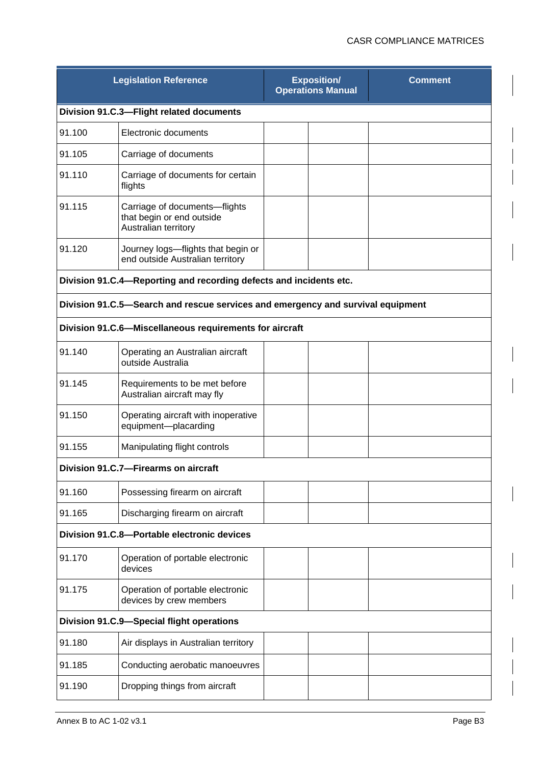| Legislation Reference | | Exposition/ Operations Manual | | Comment |
|---|---|---|---|---|
| **Division 91.C.3—Flight related documents** | | | | |
| 91.100 | Electronic documents | | | |
| 91.105 | Carriage of documents | | | |
| 91.110 | Carriage of documents for certain flights | | | |
| 91.115 | Carriage of documents—flights that begin or end outside Australian territory | | | |
| 91.120 | Journey logs—flights that begin or end outside Australian territory | | | |
| **Division 91.C.4—Reporting and recording defects and incidents etc.** | | | | |
| **Division 91.C.5—Search and rescue services and emergency and survival equipment** | | | | |
| **Division 91.C.6—Miscellaneous requirements for aircraft** | | | | |
| 91.140 | Operating an Australian aircraft outside Australia | | | |
| 91.145 | Requirements to be met before Australian aircraft may fly | | | |
| 91.150 | Operating aircraft with inoperative equipment—placarding | | | |
| 91.155 | Manipulating flight controls | | | |
| **Division 91.C.7—Firearms on aircraft** | | | | |
| 91.160 | Possessing firearm on aircraft | | | |
| 91.165 | Discharging firearm on aircraft | | | |
| **Division 91.C.8—Portable electronic devices** | | | | |
| 91.170 | Operation of portable electronic devices | | | |
| 91.175 | Operation of portable electronic devices by crew members | | | |
| **Division 91.C.9—Special flight operations** | | | | |
| 91.180 | Air displays in Australian territory | | | |
| 91.185 | Conducting aerobatic manoeuvres | | | |
| 91.190 | Dropping things from aircraft | | | |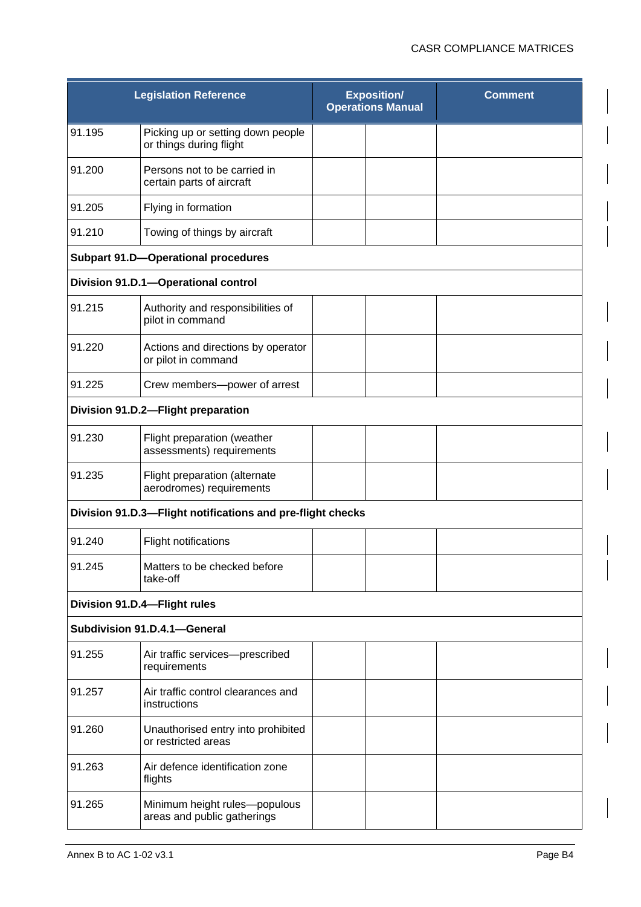| Legislation Reference | | Exposition/ Operations Manual | | Comment |
|---|---|---|---|---|
| 91.195 | Picking up or setting down people or things during flight | | | |
| 91.200 | Persons not to be carried in certain parts of aircraft | | | |
| 91.205 | Flying in formation | | | |
| 91.210 | Towing of things by aircraft | | | |
| **Subpart 91.D—Operational procedures** | | | | |
| **Division 91.D.1—Operational control** | | | | |
| 91.215 | Authority and responsibilities of pilot in command | | | |
| 91.220 | Actions and directions by operator or pilot in command | | | |
| 91.225 | Crew members—power of arrest | | | |
| **Division 91.D.2—Flight preparation** | | | | |
| 91.230 | Flight preparation (weather assessments) requirements | | | |
| 91.235 | Flight preparation (alternate aerodromes) requirements | | | |
| **Division 91.D.3—Flight notifications and pre-flight checks** | | | | |
| 91.240 | Flight notifications | | | |
| 91.245 | Matters to be checked before take-off | | | |
| **Division 91.D.4—Flight rules** | | | | |
| **Subdivision 91.D.4.1—General** | | | | |
| 91.255 | Air traffic services—prescribed requirements | | | |
| 91.257 | Air traffic control clearances and instructions | | | |
| 91.260 | Unauthorised entry into prohibited or restricted areas | | | |
| 91.263 | Air defence identification zone flights | | | |
| 91.265 | Minimum height rules—populous areas and public gatherings | | | |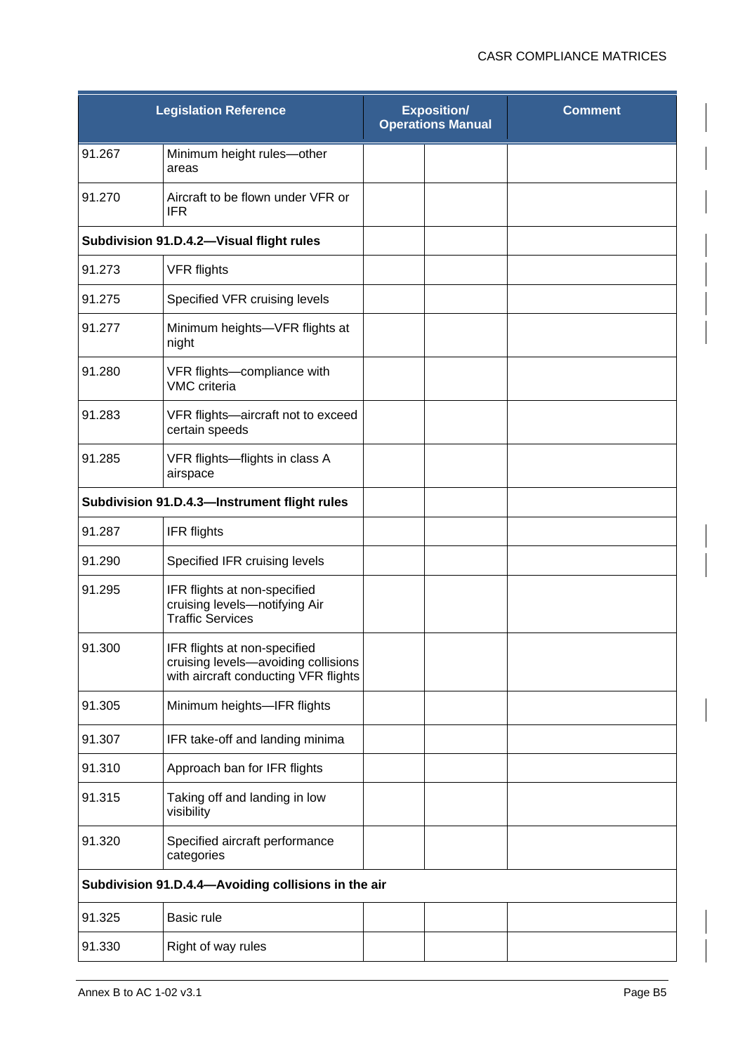| Legislation Reference | | Exposition/ Operations Manual | | Comment |
|---|---|---|---|---|
| 91.267 | Minimum height rules—other areas | | | |
| 91.270 | Aircraft to be flown under VFR or IFR | | | |
| **Subdivision 91.D.4.2—Visual flight rules** | | | | |
| 91.273 | VFR flights | | | |
| 91.275 | Specified VFR cruising levels | | | |
| 91.277 | Minimum heights—VFR flights at night | | | |
| 91.280 | VFR flights—compliance with VMC criteria | | | |
| 91.283 | VFR flights—aircraft not to exceed certain speeds | | | |
| 91.285 | VFR flights—flights in class A airspace | | | |
| **Subdivision 91.D.4.3—Instrument flight rules** | | | | |
| 91.287 | IFR flights | | | |
| 91.290 | Specified IFR cruising levels | | | |
| 91.295 | IFR flights at non-specified cruising levels—notifying Air Traffic Services | | | |
| 91.300 | IFR flights at non-specified cruising levels—avoiding collisions with aircraft conducting VFR flights | | | |
| 91.305 | Minimum heights—IFR flights | | | |
| 91.307 | IFR take-off and landing minima | | | |
| 91.310 | Approach ban for IFR flights | | | |
| 91.315 | Taking off and landing in low visibility | | | |
| 91.320 | Specified aircraft performance categories | | | |
| **Subdivision 91.D.4.4—Avoiding collisions in the air** | | | | |
| 91.325 | Basic rule | | | |
| 91.330 | Right of way rules | | | |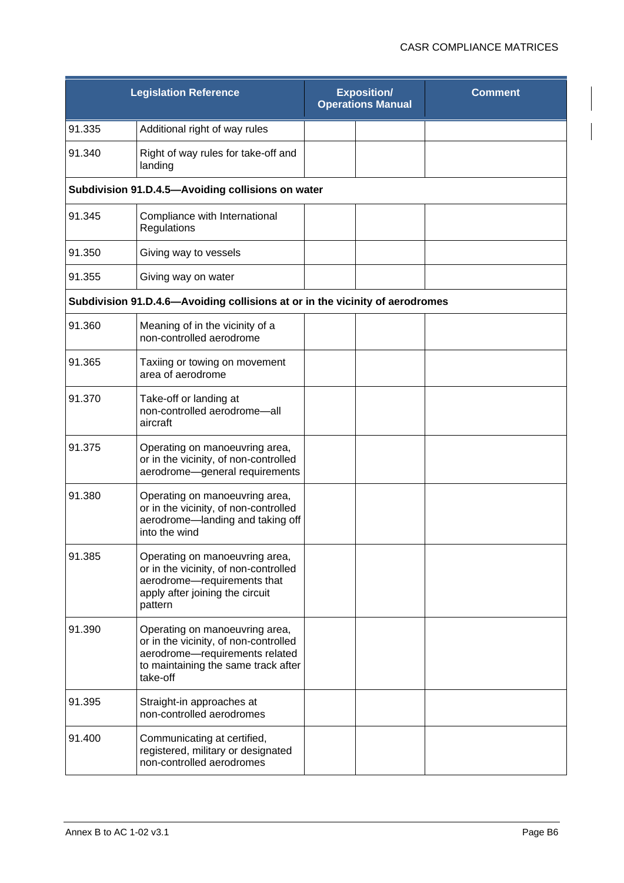| Legislation Reference | | Exposition/ Operations Manual | | Comment |
|---|---|---|---|---|
| 91.335 | Additional right of way rules | | | |
| 91.340 | Right of way rules for take-off and landing | | | |
| **Subdivision 91.D.4.5—Avoiding collisions on water** | | | | |
| 91.345 | Compliance with International Regulations | | | |
| 91.350 | Giving way to vessels | | | |
| 91.355 | Giving way on water | | | |
| **Subdivision 91.D.4.6—Avoiding collisions at or in the vicinity of aerodromes** | | | | |
| 91.360 | Meaning of in the vicinity of a non-controlled aerodrome | | | |
| 91.365 | Taxiing or towing on movement area of aerodrome | | | |
| 91.370 | Take-off or landing at non-controlled aerodrome—all aircraft | | | |
| 91.375 | Operating on manoeuvring area, or in the vicinity, of non-controlled aerodrome—general requirements | | | |
| 91.380 | Operating on manoeuvring area, or in the vicinity, of non-controlled aerodrome—landing and taking off into the wind | | | |
| 91.385 | Operating on manoeuvring area, or in the vicinity, of non-controlled aerodrome—requirements that apply after joining the circuit pattern | | | |
| 91.390 | Operating on manoeuvring area, or in the vicinity, of non-controlled aerodrome—requirements related to maintaining the same track after take-off | | | |
| 91.395 | Straight-in approaches at non-controlled aerodromes | | | |
| 91.400 | Communicating at certified, registered, military or designated non-controlled aerodromes | | | |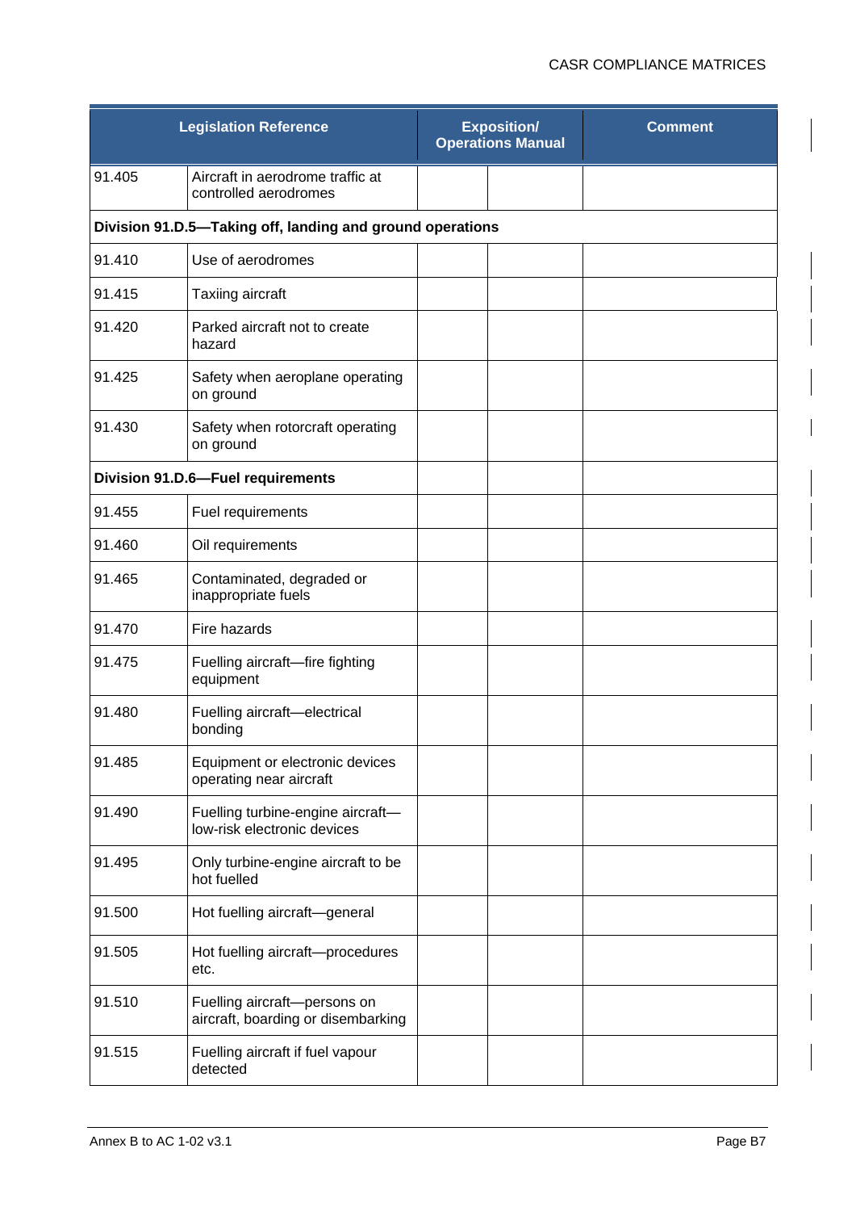| Legislation Reference | | Exposition/ Operations Manual | | Comment |
|---|---|---|---|---|
| 91.405 | Aircraft in aerodrome traffic at controlled aerodromes | | | |
| **Division 91.D.5—Taking off, landing and ground operations** | | | | |
| 91.410 | Use of aerodromes | | | |
| 91.415 | Taxiing aircraft | | | |
| 91.420 | Parked aircraft not to create hazard | | | |
| 91.425 | Safety when aeroplane operating on ground | | | |
| 91.430 | Safety when rotorcraft operating on ground | | | |
| **Division 91.D.6—Fuel requirements** | | | | |
| 91.455 | Fuel requirements | | | |
| 91.460 | Oil requirements | | | |
| 91.465 | Contaminated, degraded or inappropriate fuels | | | |
| 91.470 | Fire hazards | | | |
| 91.475 | Fuelling aircraft—fire fighting equipment | | | |
| 91.480 | Fuelling aircraft—electrical bonding | | | |
| 91.485 | Equipment or electronic devices operating near aircraft | | | |
| 91.490 | Fuelling turbine-engine aircraft—low-risk electronic devices | | | |
| 91.495 | Only turbine-engine aircraft to be hot fuelled | | | |
| 91.500 | Hot fuelling aircraft—general | | | |
| 91.505 | Hot fuelling aircraft—procedures etc. | | | |
| 91.510 | Fuelling aircraft—persons on aircraft, boarding or disembarking | | | |
| 91.515 | Fuelling aircraft if fuel vapour detected | | | |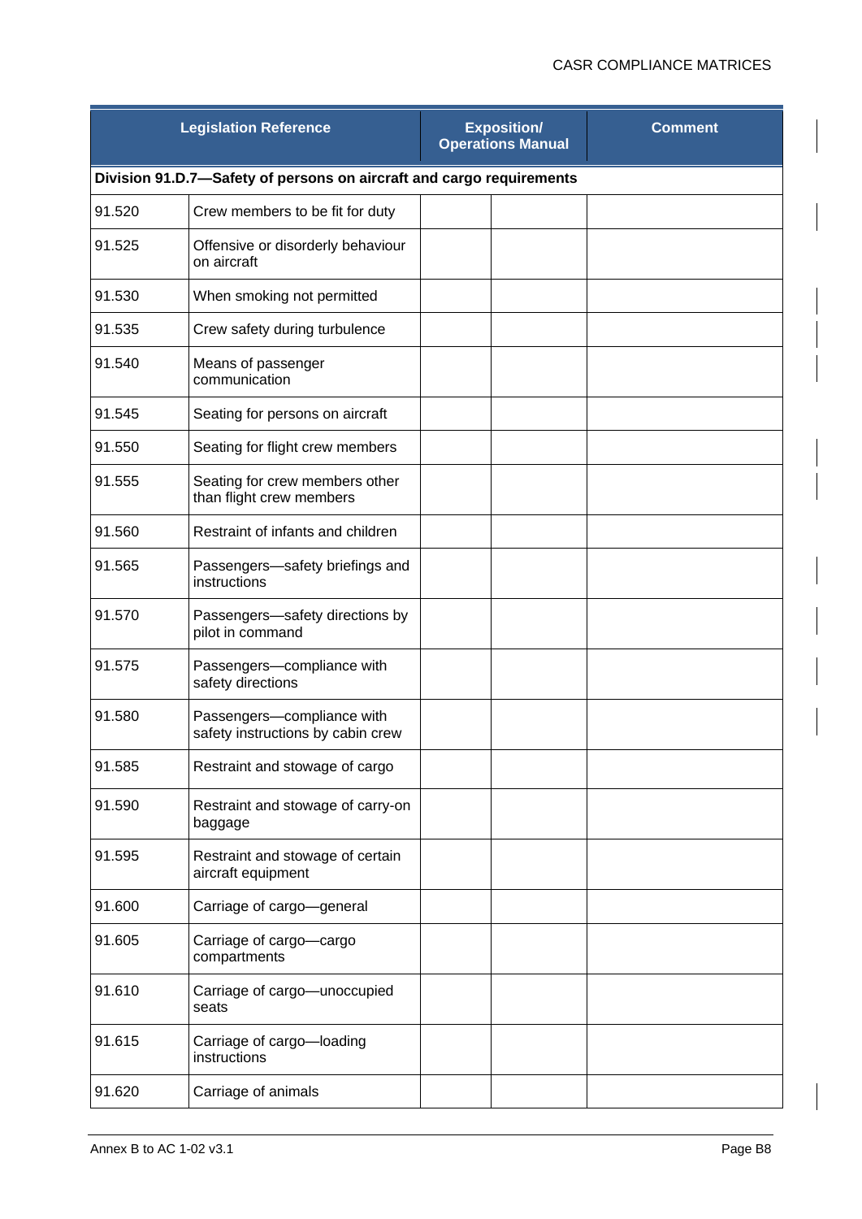| Legislation Reference | | Exposition/ Operations Manual | | Comment |
|---|---|---|---|---|
| **Division 91.D.7—Safety of persons on aircraft and cargo requirements** | | | | |
| 91.520 | Crew members to be fit for duty | | | |
| 91.525 | Offensive or disorderly behaviour on aircraft | | | |
| 91.530 | When smoking not permitted | | | |
| 91.535 | Crew safety during turbulence | | | |
| 91.540 | Means of passenger communication | | | |
| 91.545 | Seating for persons on aircraft | | | |
| 91.550 | Seating for flight crew members | | | |
| 91.555 | Seating for crew members other than flight crew members | | | |
| 91.560 | Restraint of infants and children | | | |
| 91.565 | Passengers—safety briefings and instructions | | | |
| 91.570 | Passengers—safety directions by pilot in command | | | |
| 91.575 | Passengers—compliance with safety directions | | | |
| 91.580 | Passengers—compliance with safety instructions by cabin crew | | | |
| 91.585 | Restraint and stowage of cargo | | | |
| 91.590 | Restraint and stowage of carry-on baggage | | | |
| 91.595 | Restraint and stowage of certain aircraft equipment | | | |
| 91.600 | Carriage of cargo—general | | | |
| 91.605 | Carriage of cargo—cargo compartments | | | |
| 91.610 | Carriage of cargo—unoccupied seats | | | |
| 91.615 | Carriage of cargo—loading instructions | | | |
| 91.620 | Carriage of animals | | | |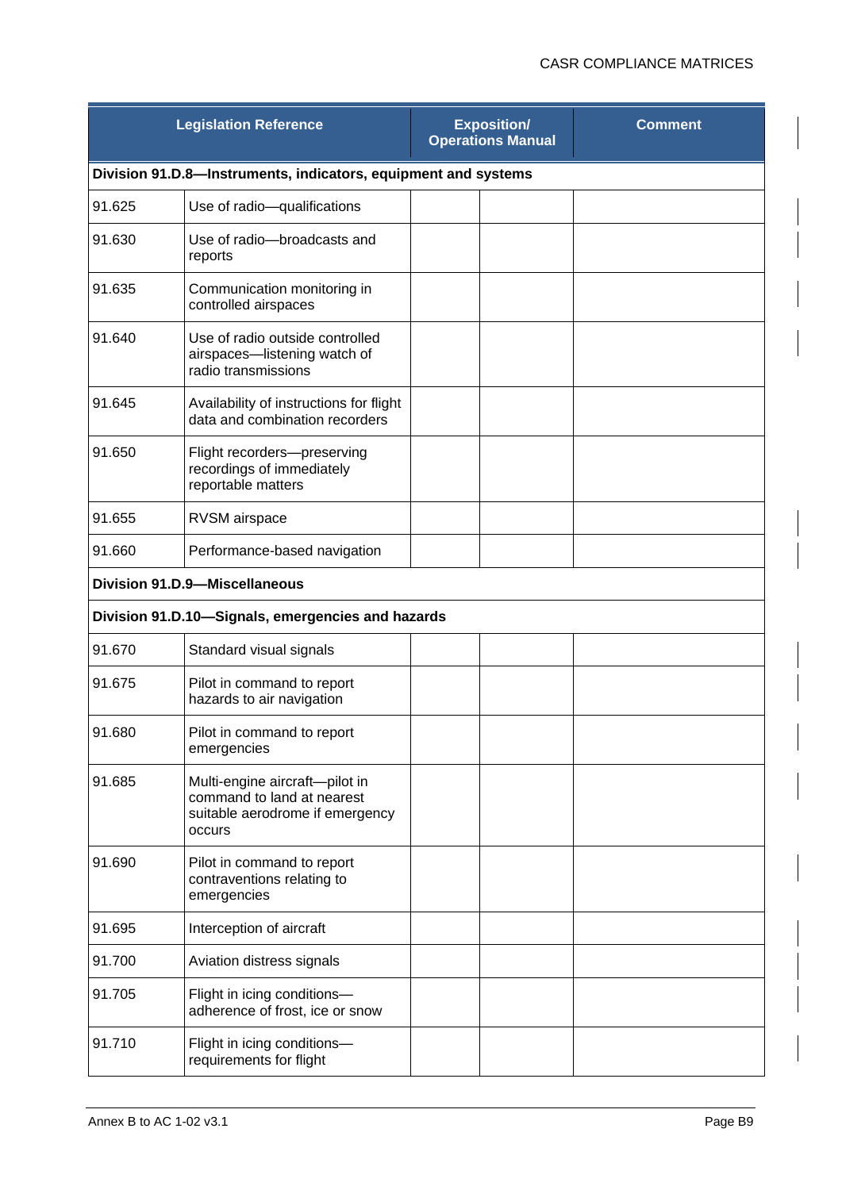| Legislation Reference | | Exposition/ Operations Manual | | Comment |
|---|---|---|---|---|
| **Division 91.D.8—Instruments, indicators, equipment and systems** | | | | |
| 91.625 | Use of radio—qualifications | | | |
| 91.630 | Use of radio—broadcasts and reports | | | |
| 91.635 | Communication monitoring in controlled airspaces | | | |
| 91.640 | Use of radio outside controlled airspaces—listening watch of radio transmissions | | | |
| 91.645 | Availability of instructions for flight data and combination recorders | | | |
| 91.650 | Flight recorders—preserving recordings of immediately reportable matters | | | |
| 91.655 | RVSM airspace | | | |
| 91.660 | Performance-based navigation | | | |
| **Division 91.D.9—Miscellaneous** | | | | |
| **Division 91.D.10—Signals, emergencies and hazards** | | | | |
| 91.670 | Standard visual signals | | | |
| 91.675 | Pilot in command to report hazards to air navigation | | | |
| 91.680 | Pilot in command to report emergencies | | | |
| 91.685 | Multi-engine aircraft—pilot in command to land at nearest suitable aerodrome if emergency occurs | | | |
| 91.690 | Pilot in command to report contraventions relating to emergencies | | | |
| 91.695 | Interception of aircraft | | | |
| 91.700 | Aviation distress signals | | | |
| 91.705 | Flight in icing conditions—adherence of frost, ice or snow | | | |
| 91.710 | Flight in icing conditions—requirements for flight | | | |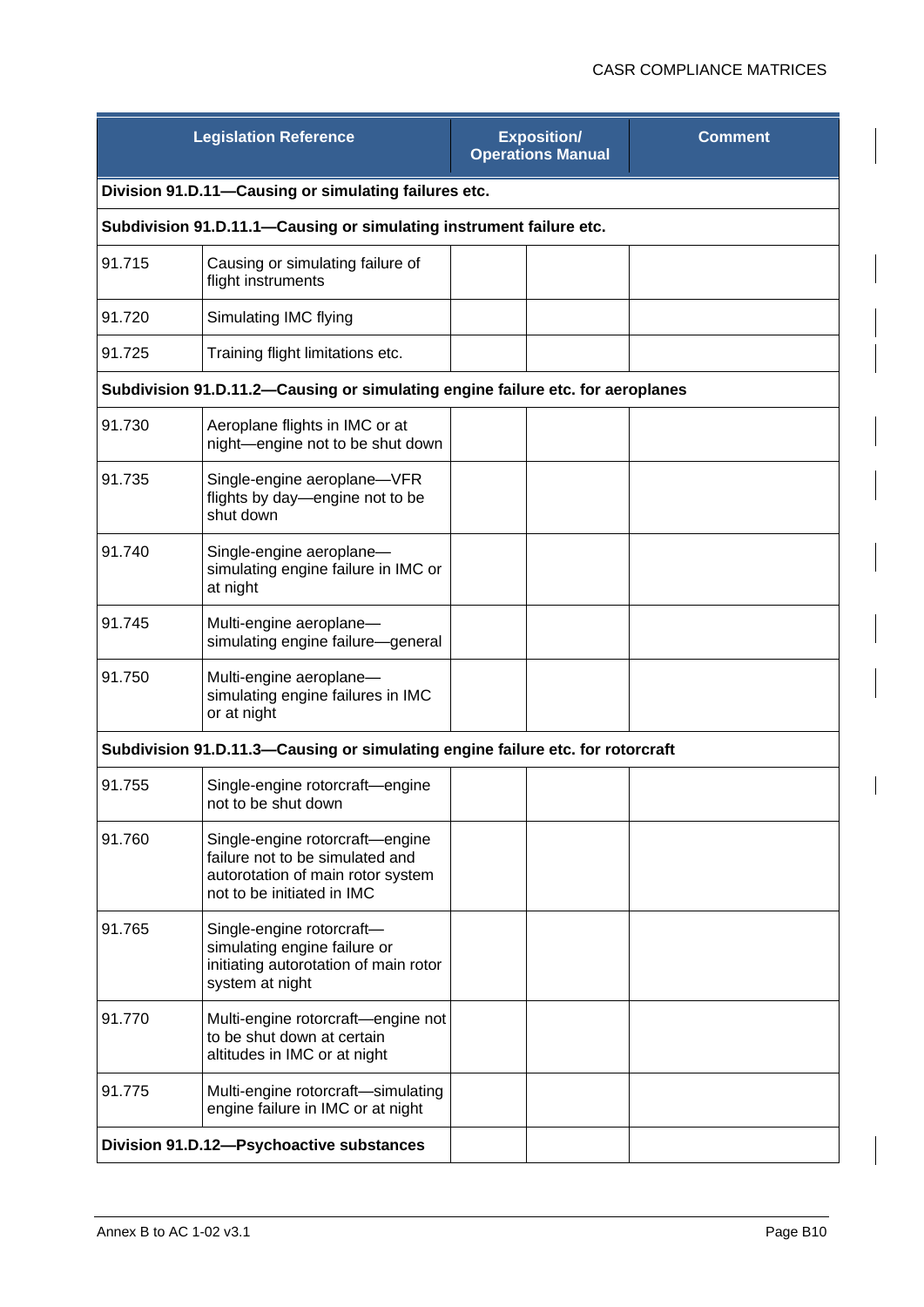| Legislation Reference | | Exposition/ Operations Manual | | Comment |
|---|---|---|---|---|
| **Division 91.D.11—Causing or simulating failures etc.** | | | | |
| **Subdivision 91.D.11.1—Causing or simulating instrument failure etc.** | | | | |
| 91.715 | Causing or simulating failure of flight instruments | | | |
| 91.720 | Simulating IMC flying | | | |
| 91.725 | Training flight limitations etc. | | | |
| **Subdivision 91.D.11.2—Causing or simulating engine failure etc. for aeroplanes** | | | | |
| 91.730 | Aeroplane flights in IMC or at night—engine not to be shut down | | | |
| 91.735 | Single-engine aeroplane—VFR flights by day—engine not to be shut down | | | |
| 91.740 | Single-engine aeroplane—simulating engine failure in IMC or at night | | | |
| 91.745 | Multi-engine aeroplane—simulating engine failure—general | | | |
| 91.750 | Multi-engine aeroplane—simulating engine failures in IMC or at night | | | |
| **Subdivision 91.D.11.3—Causing or simulating engine failure etc. for rotorcraft** | | | | |
| 91.755 | Single-engine rotorcraft—engine not to be shut down | | | |
| 91.760 | Single-engine rotorcraft—engine failure not to be simulated and autorotation of main rotor system not to be initiated in IMC | | | |
| 91.765 | Single-engine rotorcraft—simulating engine failure or initiating autorotation of main rotor system at night | | | |
| 91.770 | Multi-engine rotorcraft—engine not to be shut down at certain altitudes in IMC or at night | | | |
| 91.775 | Multi-engine rotorcraft—simulating engine failure in IMC or at night | | | |
| **Division 91.D.12—Psychoactive substances** | | | | |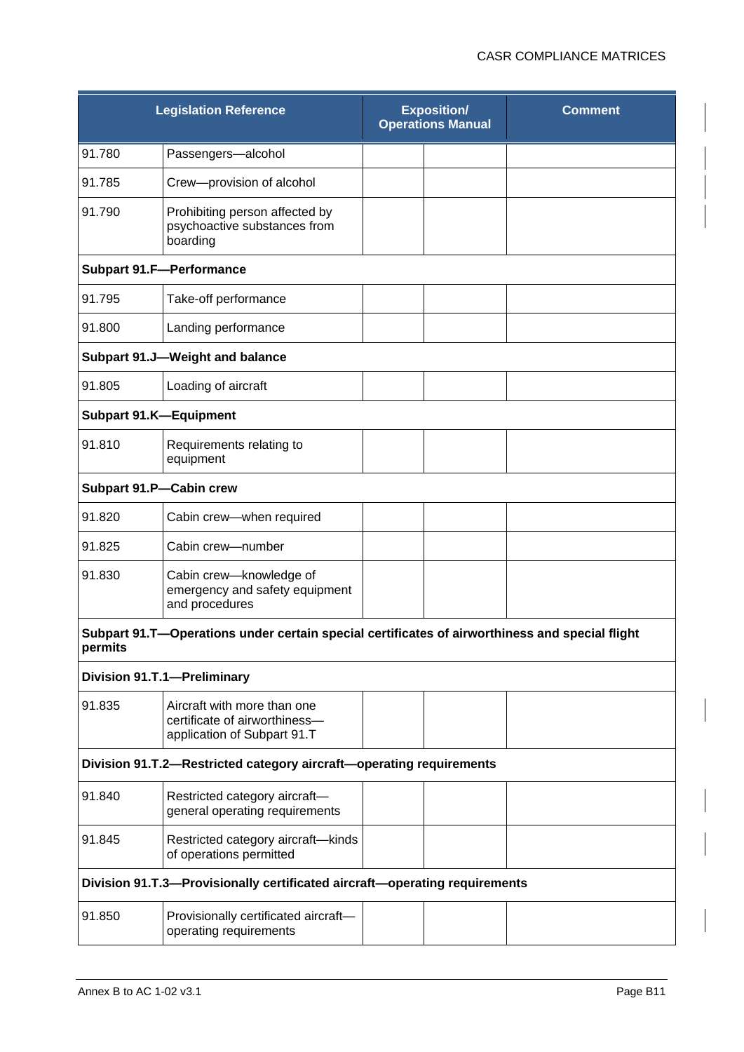| Legislation Reference | | Exposition/ Operations Manual | | Comment |
|---|---|---|---|---|
| 91.780 | Passengers—alcohol | | | |
| 91.785 | Crew—provision of alcohol | | | |
| 91.790 | Prohibiting person affected by psychoactive substances from boarding | | | |
| **Subpart 91.F—Performance** | | | | |
| 91.795 | Take-off performance | | | |
| 91.800 | Landing performance | | | |
| **Subpart 91.J—Weight and balance** | | | | |
| 91.805 | Loading of aircraft | | | |
| **Subpart 91.K—Equipment** | | | | |
| 91.810 | Requirements relating to equipment | | | |
| **Subpart 91.P—Cabin crew** | | | | |
| 91.820 | Cabin crew—when required | | | |
| 91.825 | Cabin crew—number | | | |
| 91.830 | Cabin crew—knowledge of emergency and safety equipment and procedures | | | |
| **Subpart 91.T—Operations under certain special certificates of airworthiness and special flight permits** | | | | |
| **Division 91.T.1—Preliminary** | | | | |
| 91.835 | Aircraft with more than one certificate of airworthiness—application of Subpart 91.T | | | |
| **Division 91.T.2—Restricted category aircraft—operating requirements** | | | | |
| 91.840 | Restricted category aircraft—general operating requirements | | | |
| 91.845 | Restricted category aircraft—kinds of operations permitted | | | |
| **Division 91.T.3—Provisionally certificated aircraft—operating requirements** | | | | |
| 91.850 | Provisionally certificated aircraft—operating requirements | | | |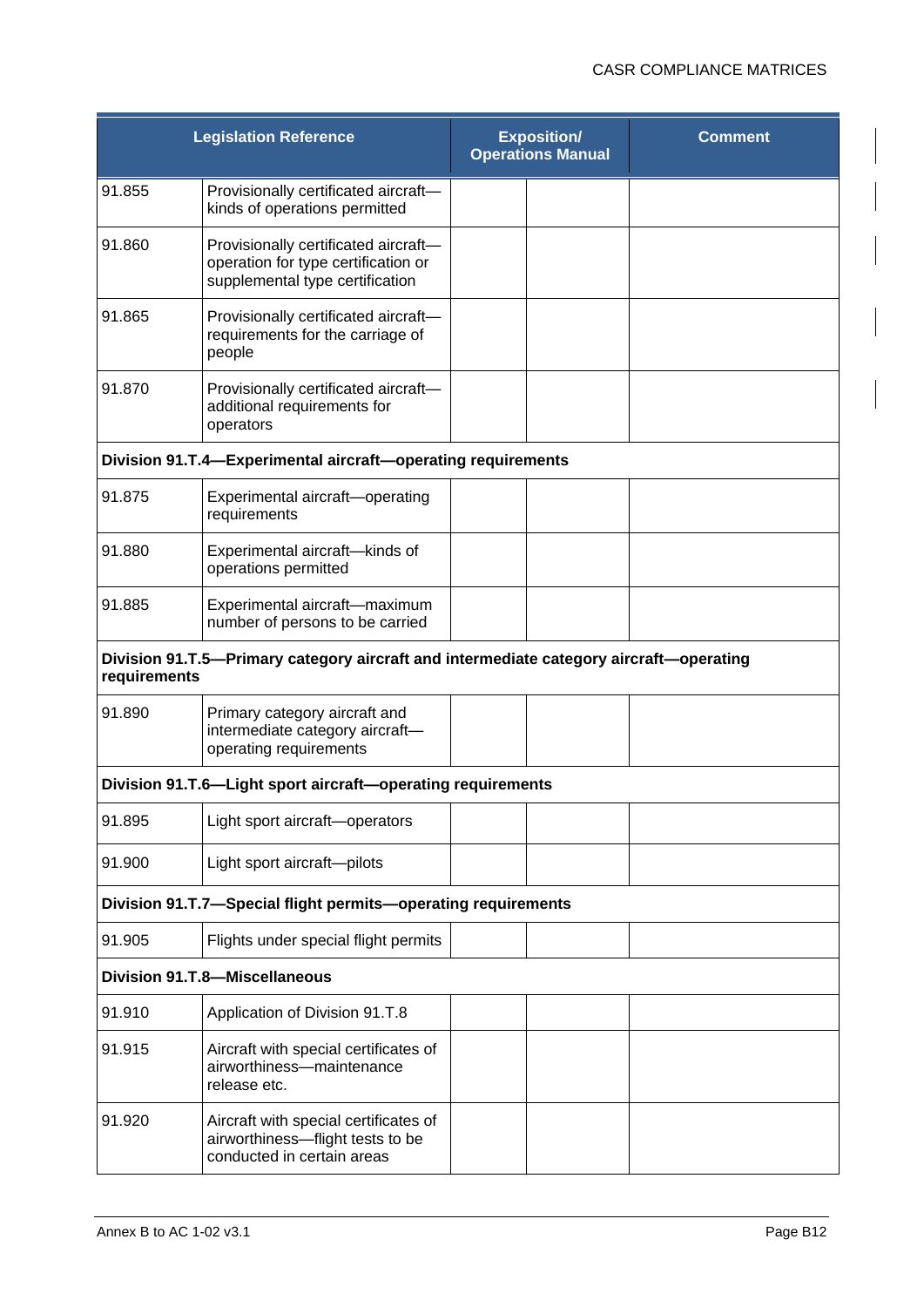| Legislation Reference | | Exposition/ Operations Manual | | Comment |
|---|---|---|---|---|
| 91.855 | Provisionally certificated aircraft—kinds of operations permitted | | | |
| 91.860 | Provisionally certificated aircraft—operation for type certification or supplemental type certification | | | |
| 91.865 | Provisionally certificated aircraft—requirements for the carriage of people | | | |
| 91.870 | Provisionally certificated aircraft—additional requirements for operators | | | |
| **Division 91.T.4—Experimental aircraft—operating requirements** | | | | |
| 91.875 | Experimental aircraft—operating requirements | | | |
| 91.880 | Experimental aircraft—kinds of operations permitted | | | |
| 91.885 | Experimental aircraft—maximum number of persons to be carried | | | |
| **Division 91.T.5—Primary category aircraft and intermediate category aircraft—operating requirements** | | | | |
| 91.890 | Primary category aircraft and intermediate category aircraft—operating requirements | | | |
| **Division 91.T.6—Light sport aircraft—operating requirements** | | | | |
| 91.895 | Light sport aircraft—operators | | | |
| 91.900 | Light sport aircraft—pilots | | | |
| **Division 91.T.7—Special flight permits—operating requirements** | | | | |
| 91.905 | Flights under special flight permits | | | |
| **Division 91.T.8—Miscellaneous** | | | | |
| 91.910 | Application of Division 91.T.8 | | | |
| 91.915 | Aircraft with special certificates of airworthiness—maintenance release etc. | | | |
| 91.920 | Aircraft with special certificates of airworthiness—flight tests to be conducted in certain areas | | | |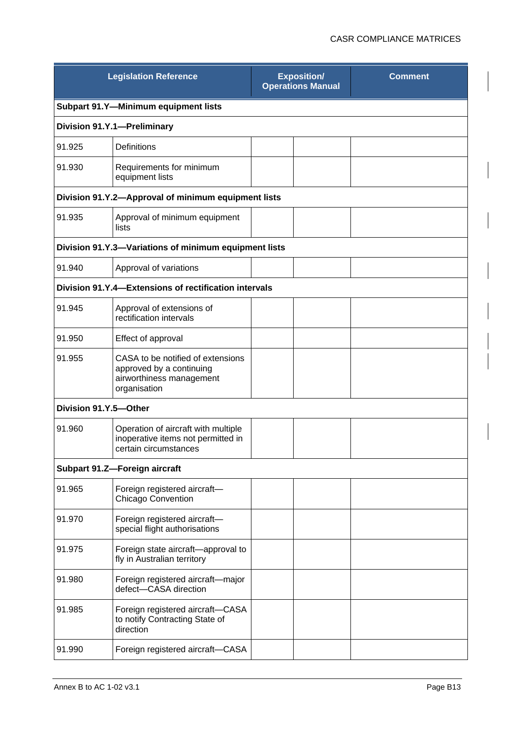| Legislation Reference | | Exposition/ Operations Manual | | Comment |
|---|---|---|---|---|
| **Subpart 91.Y—Minimum equipment lists** | | | | |
| **Division 91.Y.1—Preliminary** | | | | |
| 91.925 | Definitions | | | |
| 91.930 | Requirements for minimum equipment lists | | | |
| **Division 91.Y.2—Approval of minimum equipment lists** | | | | |
| 91.935 | Approval of minimum equipment lists | | | |
| **Division 91.Y.3—Variations of minimum equipment lists** | | | | |
| 91.940 | Approval of variations | | | |
| **Division 91.Y.4—Extensions of rectification intervals** | | | | |
| 91.945 | Approval of extensions of rectification intervals | | | |
| 91.950 | Effect of approval | | | |
| 91.955 | CASA to be notified of extensions approved by a continuing airworthiness management organisation | | | |
| **Division 91.Y.5—Other** | | | | |
| 91.960 | Operation of aircraft with multiple inoperative items not permitted in certain circumstances | | | |
| **Subpart 91.Z—Foreign aircraft** | | | | |
| 91.965 | Foreign registered aircraft—Chicago Convention | | | |
| 91.970 | Foreign registered aircraft—special flight authorisations | | | |
| 91.975 | Foreign state aircraft—approval to fly in Australian territory | | | |
| 91.980 | Foreign registered aircraft—major defect—CASA direction | | | |
| 91.985 | Foreign registered aircraft—CASA to notify Contracting State of direction | | | |
| 91.990 | Foreign registered aircraft—CASA | | | |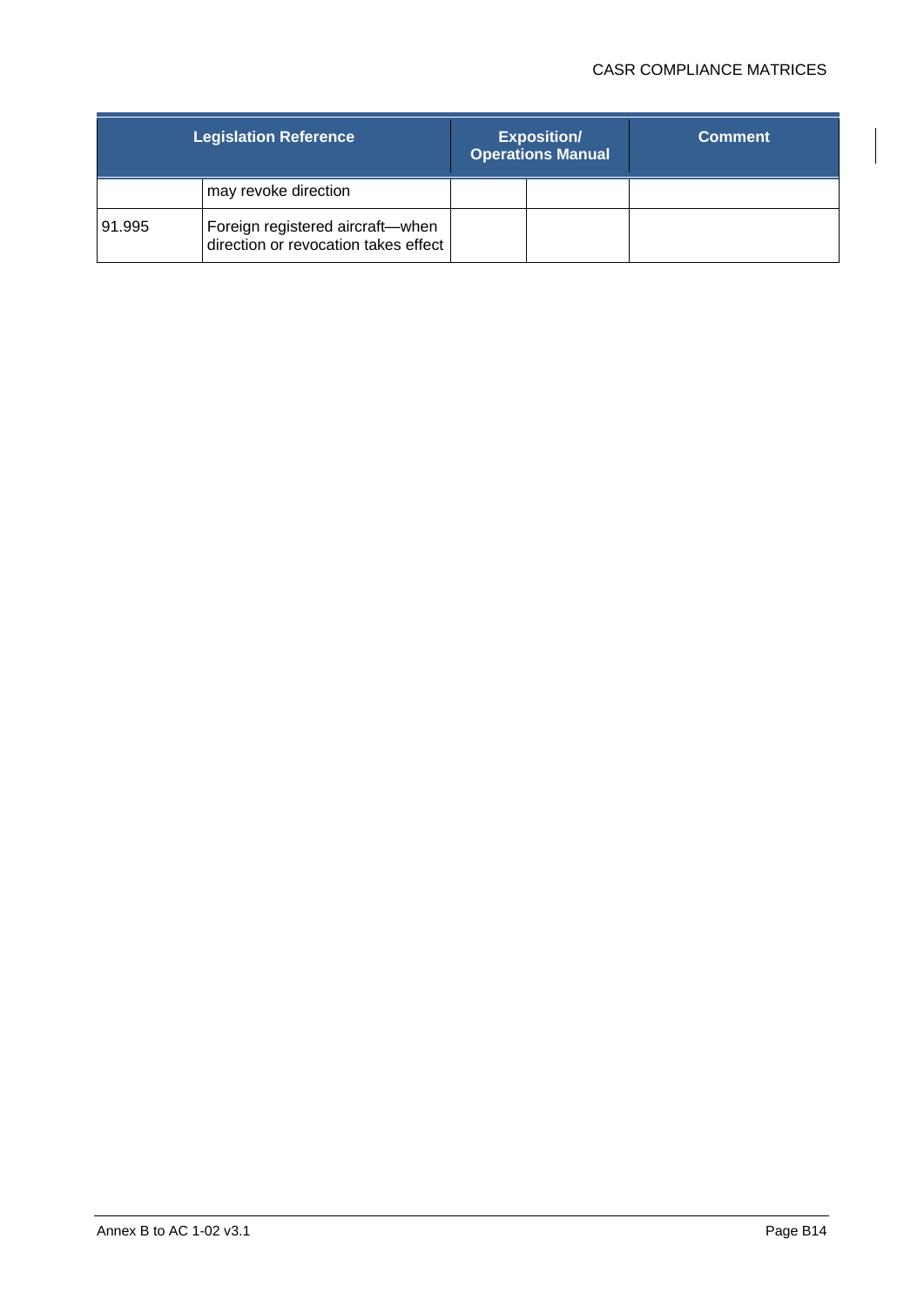| Legislation Reference | | Exposition/ Operations Manual | | Comment |
|---|---|---|---|---|
| | may revoke direction | | | |
| 91.995 | Foreign registered aircraft—when direction or revocation takes effect | | | |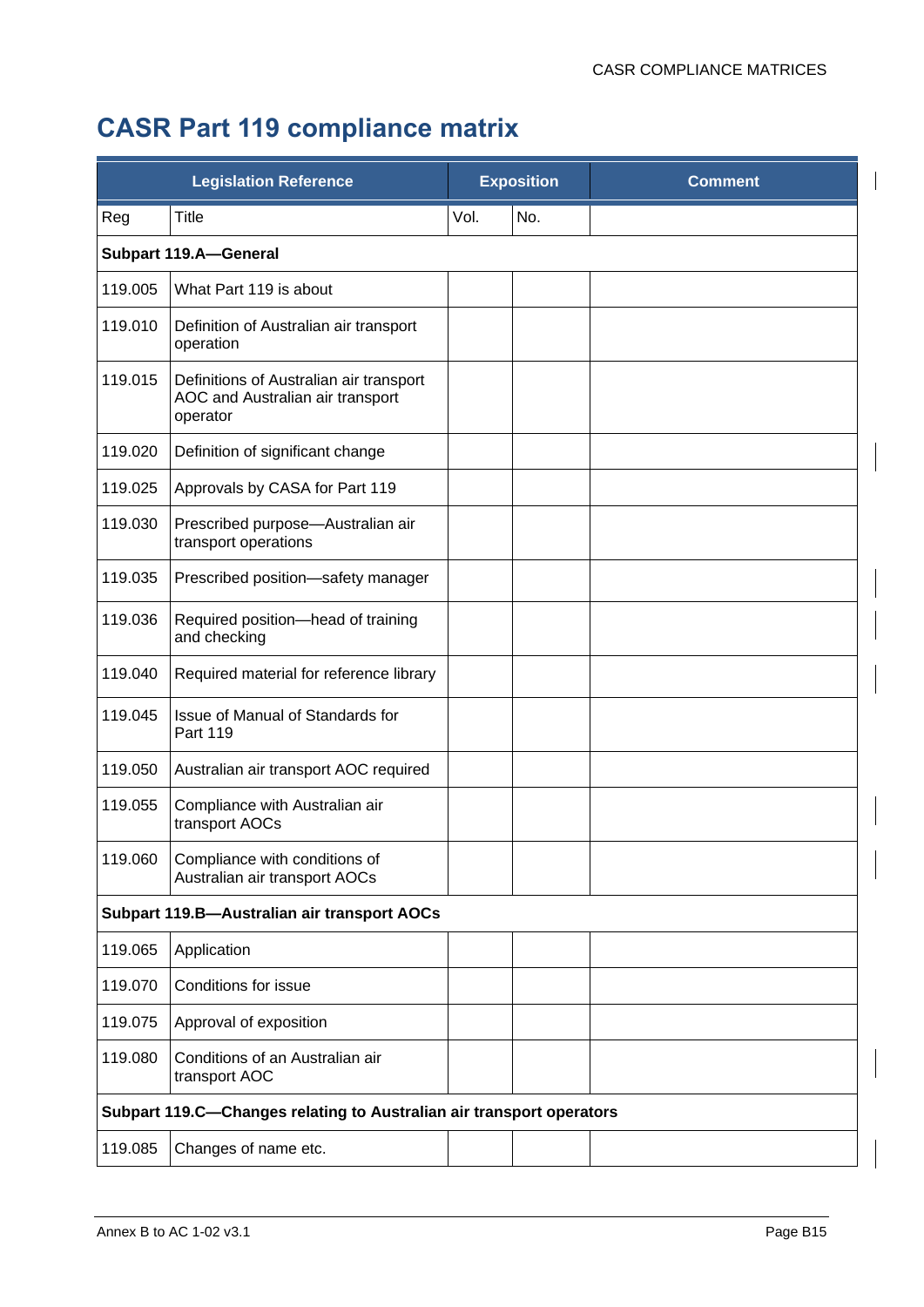# CASR Part 119 compliance matrix

| Legislation Reference | | Exposition | | Comment |
|---|---|---|---|---|
| Reg | Title | Vol. | No. | |
| **Subpart 119.A—General** | | | | |
| 119.005 | What Part 119 is about | | | |
| 119.010 | Definition of Australian air transport operation | | | |
| 119.015 | Definitions of Australian air transport AOC and Australian air transport operator | | | |
| 119.020 | Definition of significant change | | | |
| 119.025 | Approvals by CASA for Part 119 | | | |
| 119.030 | Prescribed purpose—Australian air transport operations | | | |
| 119.035 | Prescribed position—safety manager | | | |
| 119.036 | Required position—head of training and checking | | | |
| 119.040 | Required material for reference library | | | |
| 119.045 | Issue of Manual of Standards for Part 119 | | | |
| 119.050 | Australian air transport AOC required | | | |
| 119.055 | Compliance with Australian air transport AOCs | | | |
| 119.060 | Compliance with conditions of Australian air transport AOCs | | | |
| **Subpart 119.B—Australian air transport AOCs** | | | | |
| 119.065 | Application | | | |
| 119.070 | Conditions for issue | | | |
| 119.075 | Approval of exposition | | | |
| 119.080 | Conditions of an Australian air transport AOC | | | |
| **Subpart 119.C—Changes relating to Australian air transport operators** | | | | |
| 119.085 | Changes of name etc. | | | |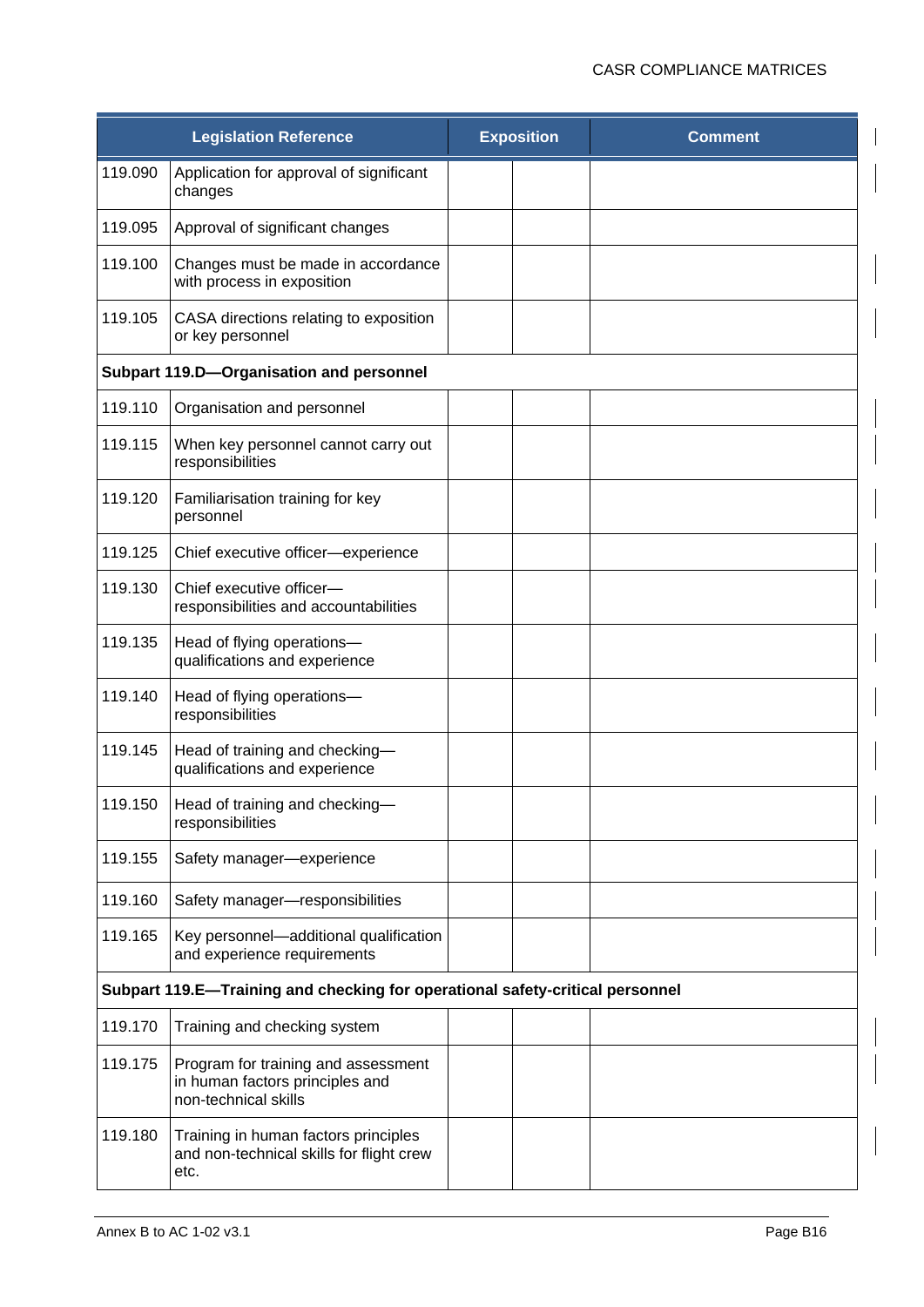| Legislation Reference | | Exposition | | Comment |
|---|---|---|---|---|
| 119.090 | Application for approval of significant changes | | | |
| 119.095 | Approval of significant changes | | | |
| 119.100 | Changes must be made in accordance with process in exposition | | | |
| 119.105 | CASA directions relating to exposition or key personnel | | | |
| **Subpart 119.D—Organisation and personnel** | | | | |
| 119.110 | Organisation and personnel | | | |
| 119.115 | When key personnel cannot carry out responsibilities | | | |
| 119.120 | Familiarisation training for key personnel | | | |
| 119.125 | Chief executive officer—experience | | | |
| 119.130 | Chief executive officer—responsibilities and accountabilities | | | |
| 119.135 | Head of flying operations—qualifications and experience | | | |
| 119.140 | Head of flying operations—responsibilities | | | |
| 119.145 | Head of training and checking—qualifications and experience | | | |
| 119.150 | Head of training and checking—responsibilities | | | |
| 119.155 | Safety manager—experience | | | |
| 119.160 | Safety manager—responsibilities | | | |
| 119.165 | Key personnel—additional qualification and experience requirements | | | |
| **Subpart 119.E—Training and checking for operational safety-critical personnel** | | | | |
| 119.170 | Training and checking system | | | |
| 119.175 | Program for training and assessment in human factors principles and non-technical skills | | | |
| 119.180 | Training in human factors principles and non-technical skills for flight crew etc. | | | |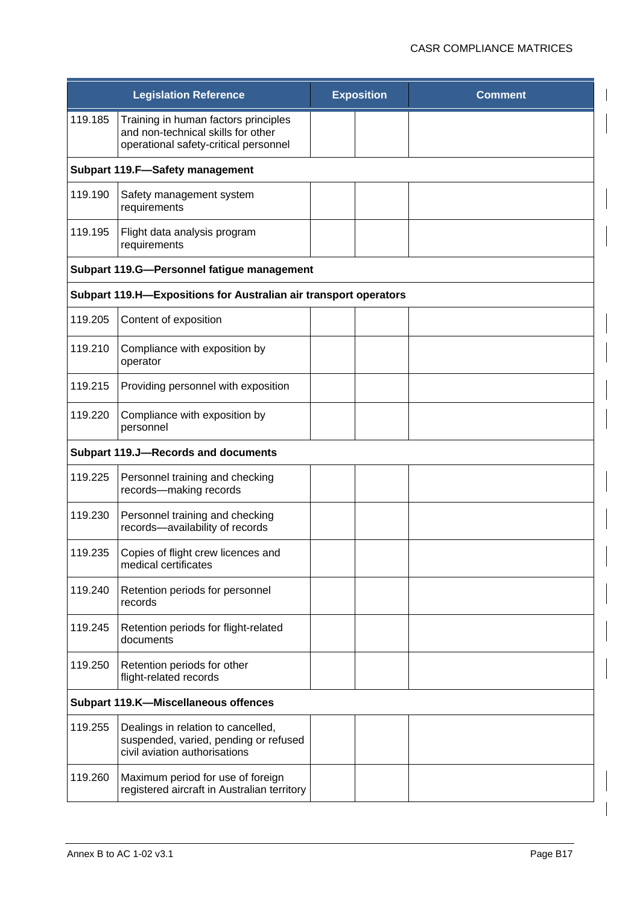| Legislation Reference | | Exposition | | Comment |
|---|---|---|---|---|
| 119.185 | Training in human factors principles and non-technical skills for other operational safety-critical personnel | | | |
| **Subpart 119.F—Safety management** | | | | |
| 119.190 | Safety management system requirements | | | |
| 119.195 | Flight data analysis program requirements | | | |
| **Subpart 119.G—Personnel fatigue management** | | | | |
| **Subpart 119.H—Expositions for Australian air transport operators** | | | | |
| 119.205 | Content of exposition | | | |
| 119.210 | Compliance with exposition by operator | | | |
| 119.215 | Providing personnel with exposition | | | |
| 119.220 | Compliance with exposition by personnel | | | |
| **Subpart 119.J—Records and documents** | | | | |
| 119.225 | Personnel training and checking records—making records | | | |
| 119.230 | Personnel training and checking records—availability of records | | | |
| 119.235 | Copies of flight crew licences and medical certificates | | | |
| 119.240 | Retention periods for personnel records | | | |
| 119.245 | Retention periods for flight-related documents | | | |
| 119.250 | Retention periods for other flight-related records | | | |
| **Subpart 119.K—Miscellaneous offences** | | | | |
| 119.255 | Dealings in relation to cancelled, suspended, varied, pending or refused civil aviation authorisations | | | |
| 119.260 | Maximum period for use of foreign registered aircraft in Australian territory | | | |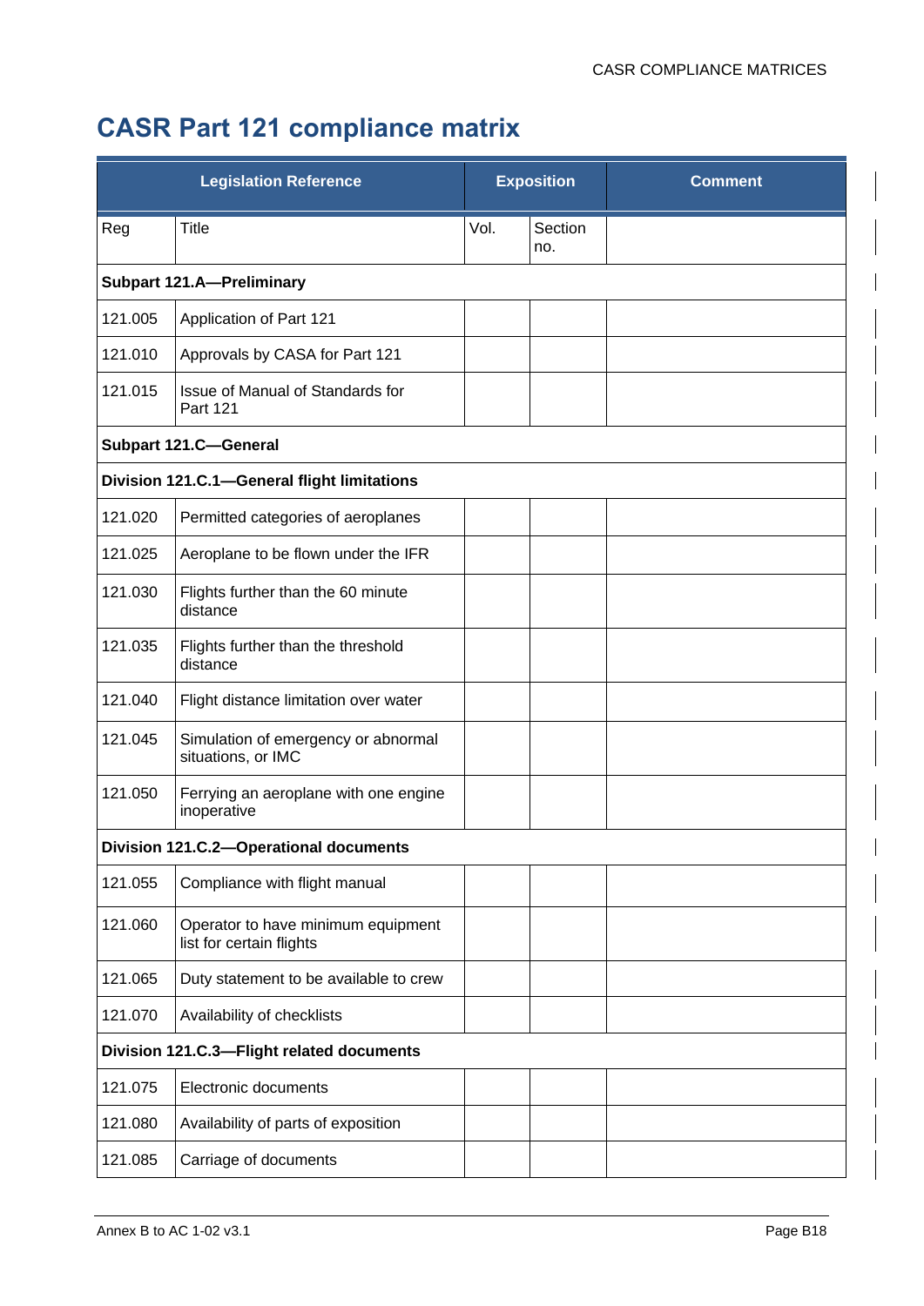# CASR Part 121 compliance matrix

| Legislation Reference | | Exposition | | Comment |
|---|---|---|---|---|
| Reg | Title | Vol. | Section no. | |
| **Subpart 121.A—Preliminary** | | | | |
| 121.005 | Application of Part 121 | | | |
| 121.010 | Approvals by CASA for Part 121 | | | |
| 121.015 | Issue of Manual of Standards for Part 121 | | | |
| **Subpart 121.C—General** | | | | |
| **Division 121.C.1—General flight limitations** | | | | |
| 121.020 | Permitted categories of aeroplanes | | | |
| 121.025 | Aeroplane to be flown under the IFR | | | |
| 121.030 | Flights further than the 60 minute distance | | | |
| 121.035 | Flights further than the threshold distance | | | |
| 121.040 | Flight distance limitation over water | | | |
| 121.045 | Simulation of emergency or abnormal situations, or IMC | | | |
| 121.050 | Ferrying an aeroplane with one engine inoperative | | | |
| **Division 121.C.2—Operational documents** | | | | |
| 121.055 | Compliance with flight manual | | | |
| 121.060 | Operator to have minimum equipment list for certain flights | | | |
| 121.065 | Duty statement to be available to crew | | | |
| 121.070 | Availability of checklists | | | |
| **Division 121.C.3—Flight related documents** | | | | |
| 121.075 | Electronic documents | | | |
| 121.080 | Availability of parts of exposition | | | |
| 121.085 | Carriage of documents | | | |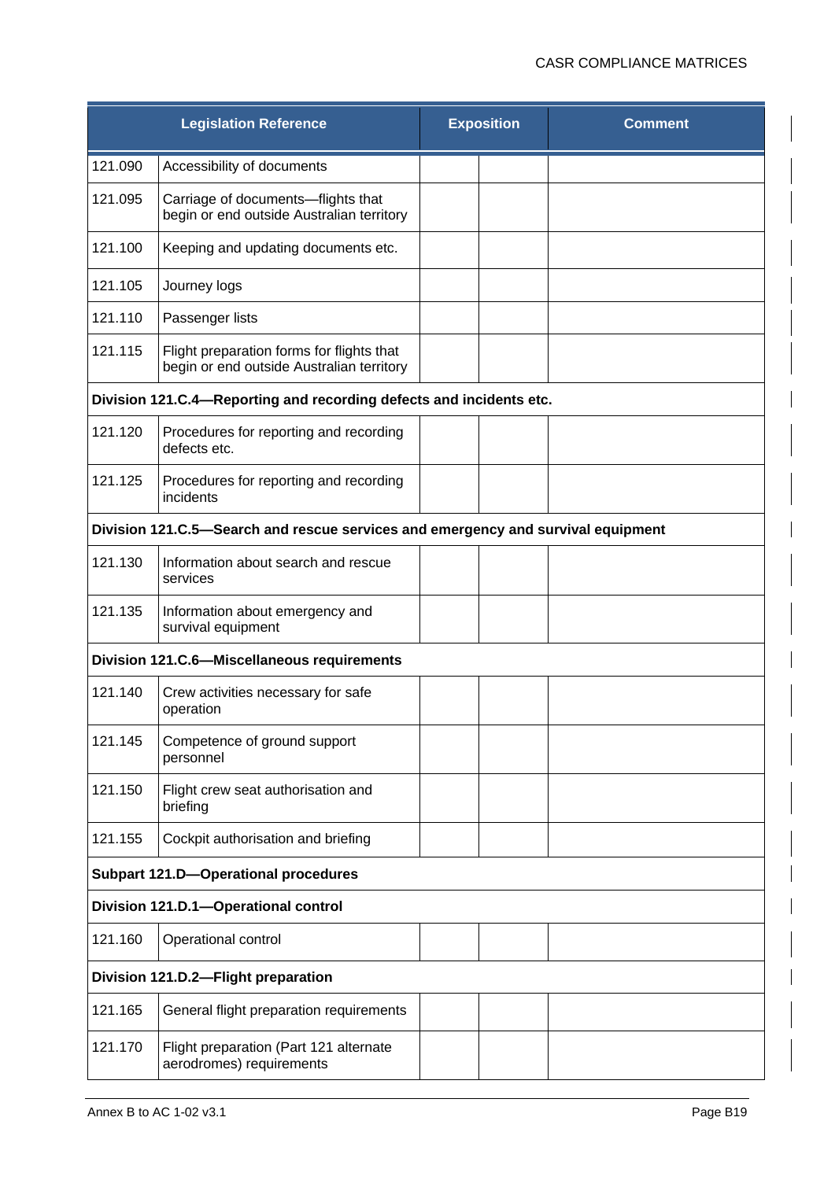| Legislation Reference | | Exposition | | Comment |
|---|---|---|---|---|
| 121.090 | Accessibility of documents | | | |
| 121.095 | Carriage of documents—flights that begin or end outside Australian territory | | | |
| 121.100 | Keeping and updating documents etc. | | | |
| 121.105 | Journey logs | | | |
| 121.110 | Passenger lists | | | |
| 121.115 | Flight preparation forms for flights that begin or end outside Australian territory | | | |
| **Division 121.C.4—Reporting and recording defects and incidents etc.** | | | | |
| 121.120 | Procedures for reporting and recording defects etc. | | | |
| 121.125 | Procedures for reporting and recording incidents | | | |
| **Division 121.C.5—Search and rescue services and emergency and survival equipment** | | | | |
| 121.130 | Information about search and rescue services | | | |
| 121.135 | Information about emergency and survival equipment | | | |
| **Division 121.C.6—Miscellaneous requirements** | | | | |
| 121.140 | Crew activities necessary for safe operation | | | |
| 121.145 | Competence of ground support personnel | | | |
| 121.150 | Flight crew seat authorisation and briefing | | | |
| 121.155 | Cockpit authorisation and briefing | | | |
| **Subpart 121.D—Operational procedures** | | | | |
| **Division 121.D.1—Operational control** | | | | |
| 121.160 | Operational control | | | |
| **Division 121.D.2—Flight preparation** | | | | |
| 121.165 | General flight preparation requirements | | | |
| 121.170 | Flight preparation (Part 121 alternate aerodromes) requirements | | | |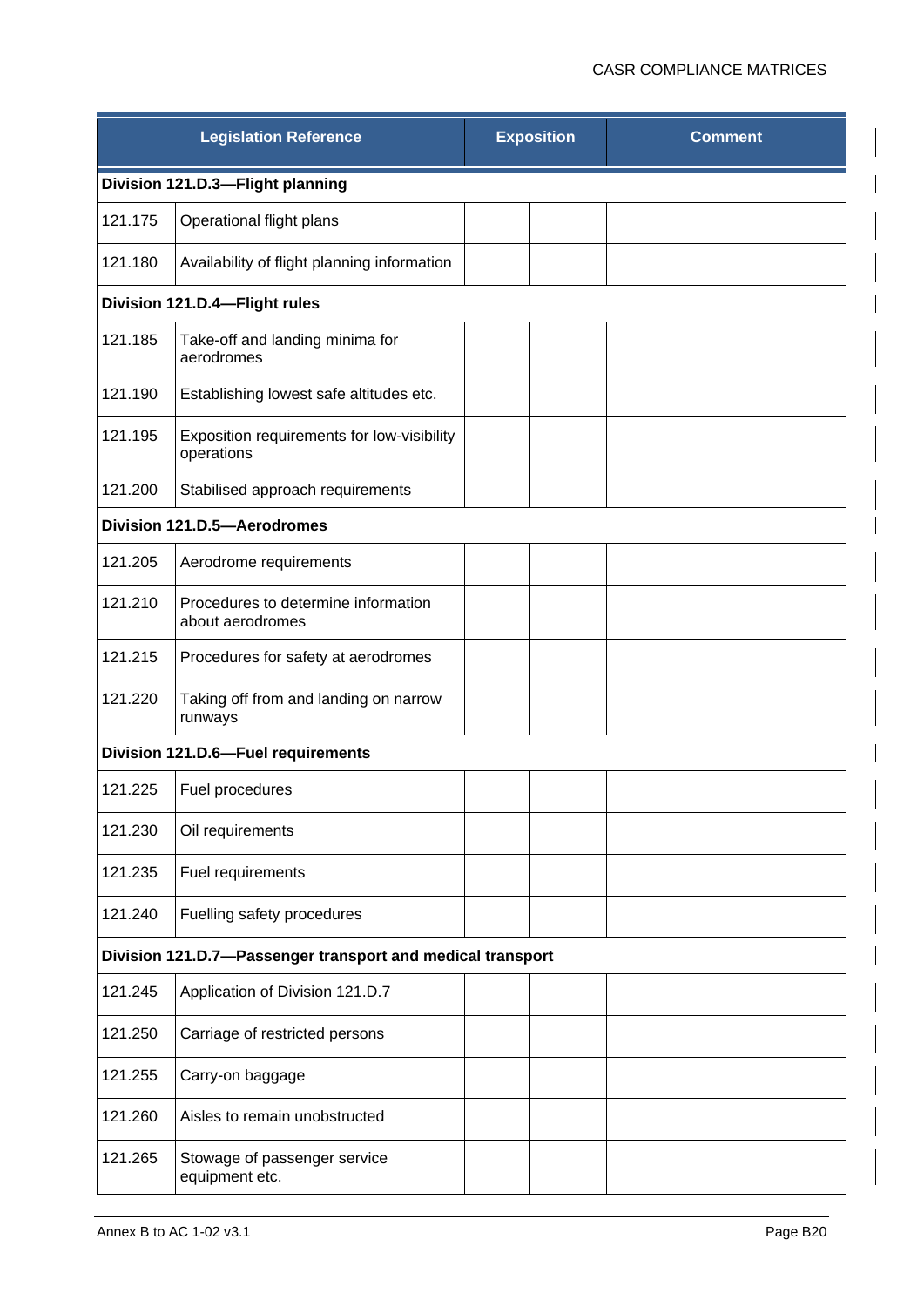| Legislation Reference | | Exposition | | Comment |
|---|---|---|---|---|
| **Division 121.D.3—Flight planning** | | | | |
| 121.175 | Operational flight plans | | | |
| 121.180 | Availability of flight planning information | | | |
| **Division 121.D.4—Flight rules** | | | | |
| 121.185 | Take-off and landing minima for aerodromes | | | |
| 121.190 | Establishing lowest safe altitudes etc. | | | |
| 121.195 | Exposition requirements for low-visibility operations | | | |
| 121.200 | Stabilised approach requirements | | | |
| **Division 121.D.5—Aerodromes** | | | | |
| 121.205 | Aerodrome requirements | | | |
| 121.210 | Procedures to determine information about aerodromes | | | |
| 121.215 | Procedures for safety at aerodromes | | | |
| 121.220 | Taking off from and landing on narrow runways | | | |
| **Division 121.D.6—Fuel requirements** | | | | |
| 121.225 | Fuel procedures | | | |
| 121.230 | Oil requirements | | | |
| 121.235 | Fuel requirements | | | |
| 121.240 | Fuelling safety procedures | | | |
| **Division 121.D.7—Passenger transport and medical transport** | | | | |
| 121.245 | Application of Division 121.D.7 | | | |
| 121.250 | Carriage of restricted persons | | | |
| 121.255 | Carry-on baggage | | | |
| 121.260 | Aisles to remain unobstructed | | | |
| 121.265 | Stowage of passenger service equipment etc. | | | |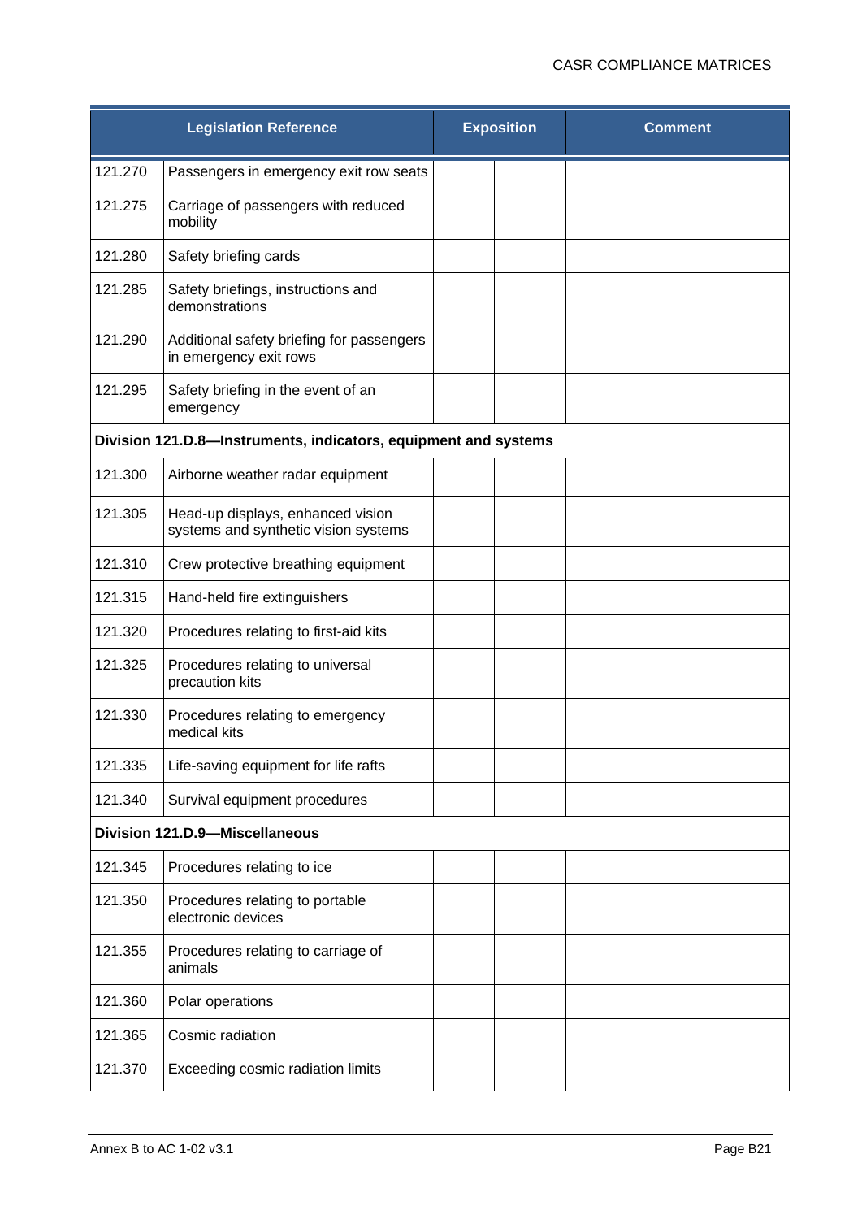| Legislation Reference | | Exposition | | Comment |
|---|---|---|---|---|
| 121.270 | Passengers in emergency exit row seats | | | |
| 121.275 | Carriage of passengers with reduced mobility | | | |
| 121.280 | Safety briefing cards | | | |
| 121.285 | Safety briefings, instructions and demonstrations | | | |
| 121.290 | Additional safety briefing for passengers in emergency exit rows | | | |
| 121.295 | Safety briefing in the event of an emergency | | | |
| **Division 121.D.8—Instruments, indicators, equipment and systems** | | | | |
| 121.300 | Airborne weather radar equipment | | | |
| 121.305 | Head-up displays, enhanced vision systems and synthetic vision systems | | | |
| 121.310 | Crew protective breathing equipment | | | |
| 121.315 | Hand-held fire extinguishers | | | |
| 121.320 | Procedures relating to first-aid kits | | | |
| 121.325 | Procedures relating to universal precaution kits | | | |
| 121.330 | Procedures relating to emergency medical kits | | | |
| 121.335 | Life-saving equipment for life rafts | | | |
| 121.340 | Survival equipment procedures | | | |
| **Division 121.D.9—Miscellaneous** | | | | |
| 121.345 | Procedures relating to ice | | | |
| 121.350 | Procedures relating to portable electronic devices | | | |
| 121.355 | Procedures relating to carriage of animals | | | |
| 121.360 | Polar operations | | | |
| 121.365 | Cosmic radiation | | | |
| 121.370 | Exceeding cosmic radiation limits | | | |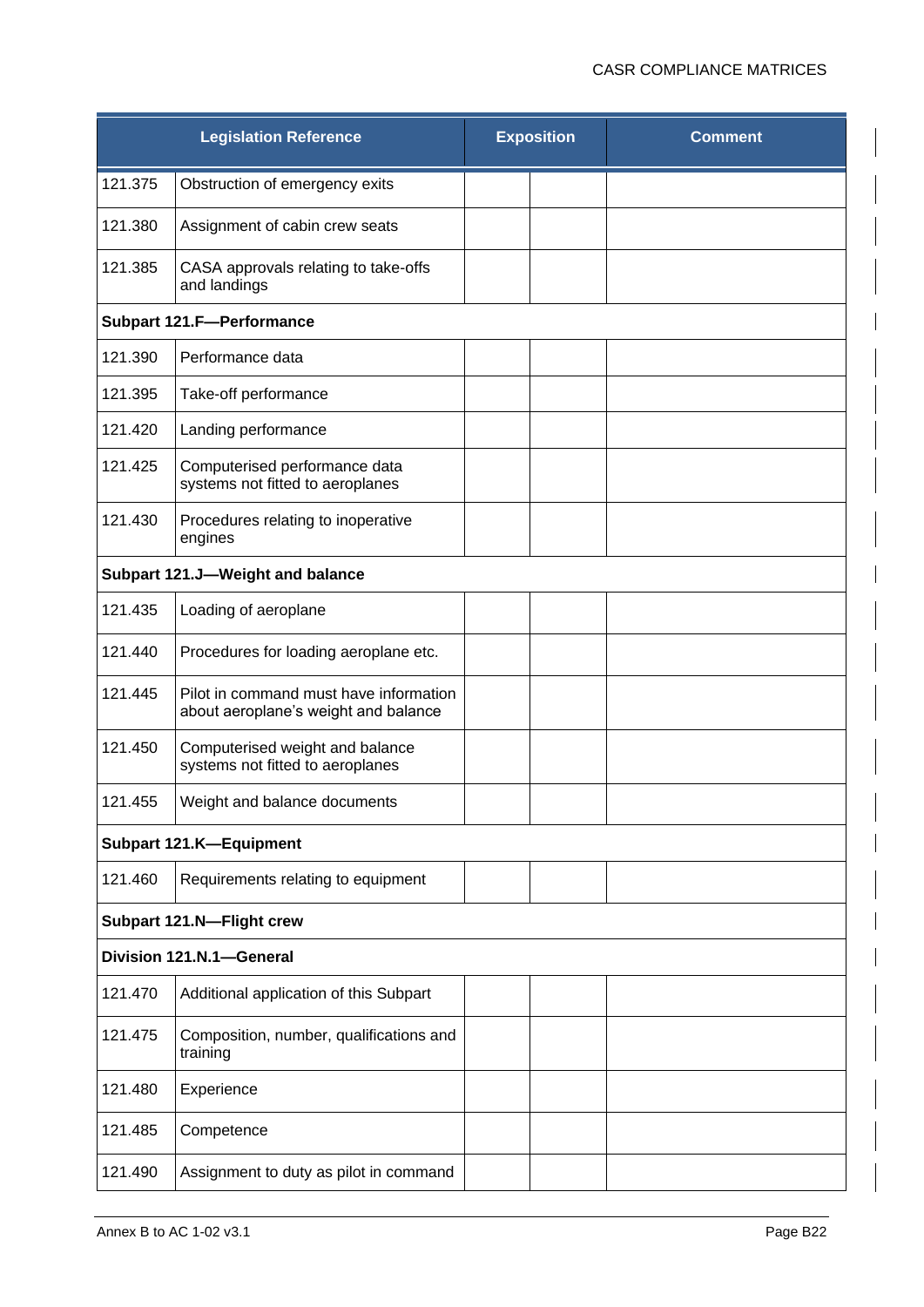| Legislation Reference | | Exposition | | Comment |
|---|---|---|---|---|
| 121.375 | Obstruction of emergency exits | | | |
| 121.380 | Assignment of cabin crew seats | | | |
| 121.385 | CASA approvals relating to take-offs and landings | | | |
| **Subpart 121.F—Performance** | | | | |
| 121.390 | Performance data | | | |
| 121.395 | Take-off performance | | | |
| 121.420 | Landing performance | | | |
| 121.425 | Computerised performance data systems not fitted to aeroplanes | | | |
| 121.430 | Procedures relating to inoperative engines | | | |
| **Subpart 121.J—Weight and balance** | | | | |
| 121.435 | Loading of aeroplane | | | |
| 121.440 | Procedures for loading aeroplane etc. | | | |
| 121.445 | Pilot in command must have information about aeroplane's weight and balance | | | |
| 121.450 | Computerised weight and balance systems not fitted to aeroplanes | | | |
| 121.455 | Weight and balance documents | | | |
| **Subpart 121.K—Equipment** | | | | |
| 121.460 | Requirements relating to equipment | | | |
| **Subpart 121.N—Flight crew** | | | | |
| **Division 121.N.1—General** | | | | |
| 121.470 | Additional application of this Subpart | | | |
| 121.475 | Composition, number, qualifications and training | | | |
| 121.480 | Experience | | | |
| 121.485 | Competence | | | |
| 121.490 | Assignment to duty as pilot in command | | | |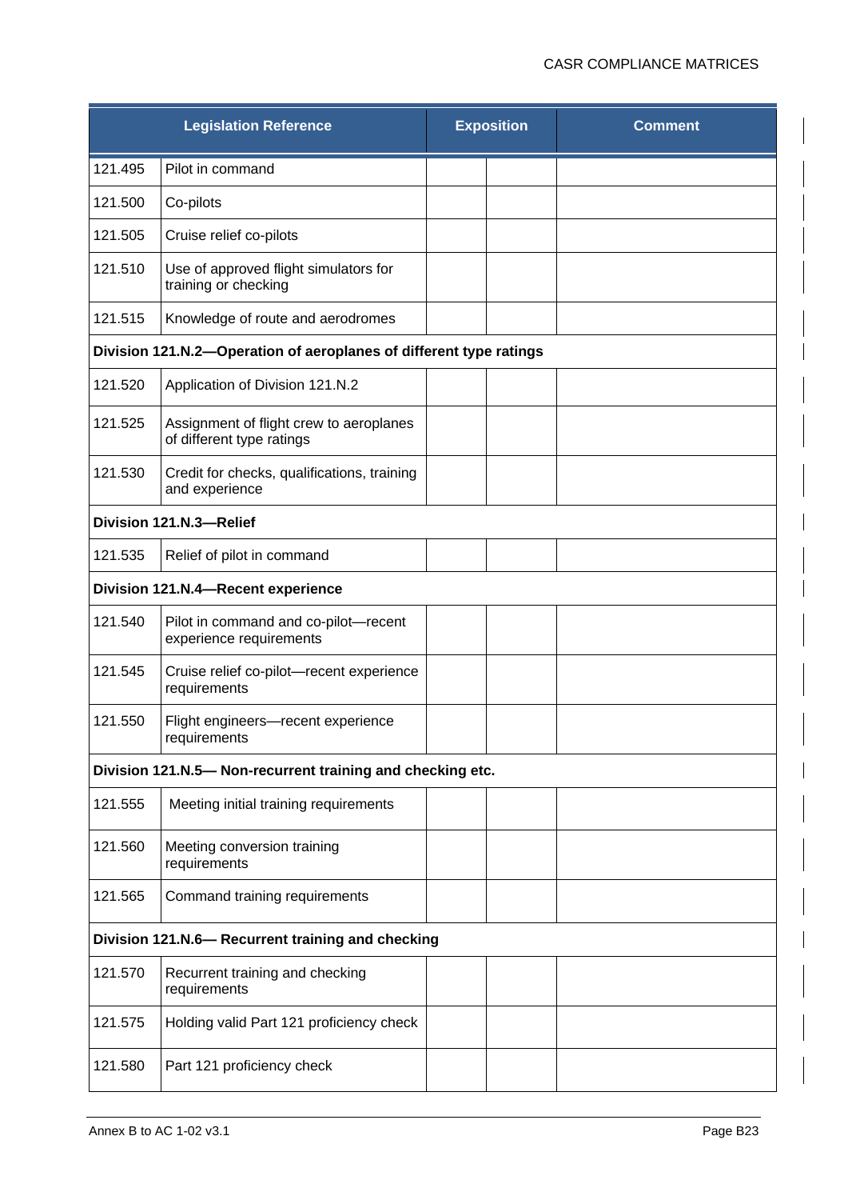| Legislation Reference | | Exposition | | Comment |
|---|---|---|---|---|
| 121.495 | Pilot in command | | | |
| 121.500 | Co-pilots | | | |
| 121.505 | Cruise relief co-pilots | | | |
| 121.510 | Use of approved flight simulators for training or checking | | | |
| 121.515 | Knowledge of route and aerodromes | | | |
| **Division 121.N.2—Operation of aeroplanes of different type ratings** | | | | |
| 121.520 | Application of Division 121.N.2 | | | |
| 121.525 | Assignment of flight crew to aeroplanes of different type ratings | | | |
| 121.530 | Credit for checks, qualifications, training and experience | | | |
| **Division 121.N.3—Relief** | | | | |
| 121.535 | Relief of pilot in command | | | |
| **Division 121.N.4—Recent experience** | | | | |
| 121.540 | Pilot in command and co-pilot—recent experience requirements | | | |
| 121.545 | Cruise relief co-pilot—recent experience requirements | | | |
| 121.550 | Flight engineers—recent experience requirements | | | |
| **Division 121.N.5— Non-recurrent training and checking etc.** | | | | |
| 121.555 | Meeting initial training requirements | | | |
| 121.560 | Meeting conversion training requirements | | | |
| 121.565 | Command training requirements | | | |
| **Division 121.N.6— Recurrent training and checking** | | | | |
| 121.570 | Recurrent training and checking requirements | | | |
| 121.575 | Holding valid Part 121 proficiency check | | | |
| 121.580 | Part 121 proficiency check | | | |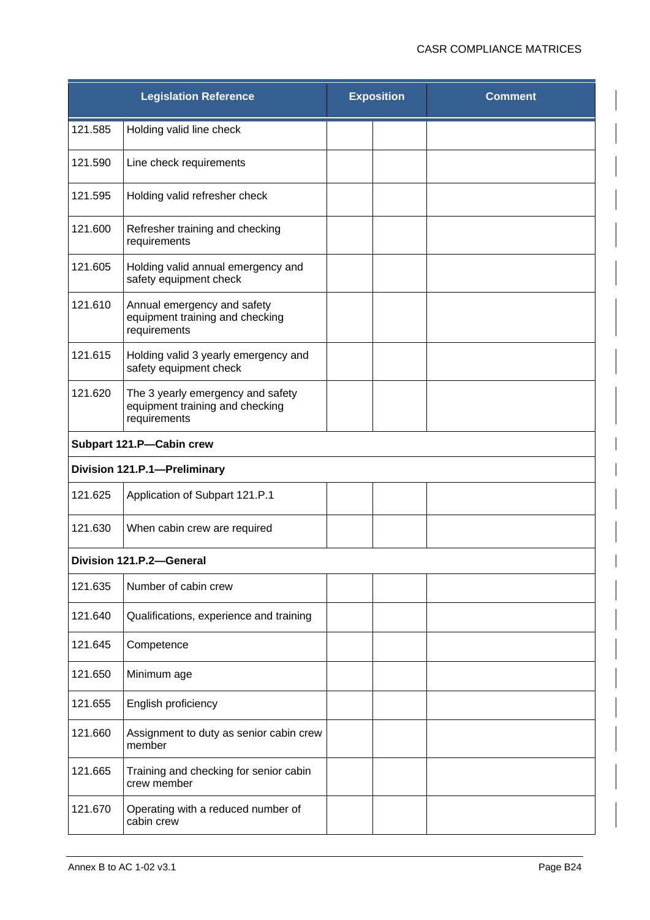| Legislation Reference | | Exposition | | Comment |
|---|---|---|---|---|
| 121.585 | Holding valid line check | | | |
| 121.590 | Line check requirements | | | |
| 121.595 | Holding valid refresher check | | | |
| 121.600 | Refresher training and checking requirements | | | |
| 121.605 | Holding valid annual emergency and safety equipment check | | | |
| 121.610 | Annual emergency and safety equipment training and checking requirements | | | |
| 121.615 | Holding valid 3 yearly emergency and safety equipment check | | | |
| 121.620 | The 3 yearly emergency and safety equipment training and checking requirements | | | |
| **Subpart 121.P—Cabin crew** | | | | |
| **Division 121.P.1—Preliminary** | | | | |
| 121.625 | Application of Subpart 121.P.1 | | | |
| 121.630 | When cabin crew are required | | | |
| **Division 121.P.2—General** | | | | |
| 121.635 | Number of cabin crew | | | |
| 121.640 | Qualifications, experience and training | | | |
| 121.645 | Competence | | | |
| 121.650 | Minimum age | | | |
| 121.655 | English proficiency | | | |
| 121.660 | Assignment to duty as senior cabin crew member | | | |
| 121.665 | Training and checking for senior cabin crew member | | | |
| 121.670 | Operating with a reduced number of cabin crew | | | |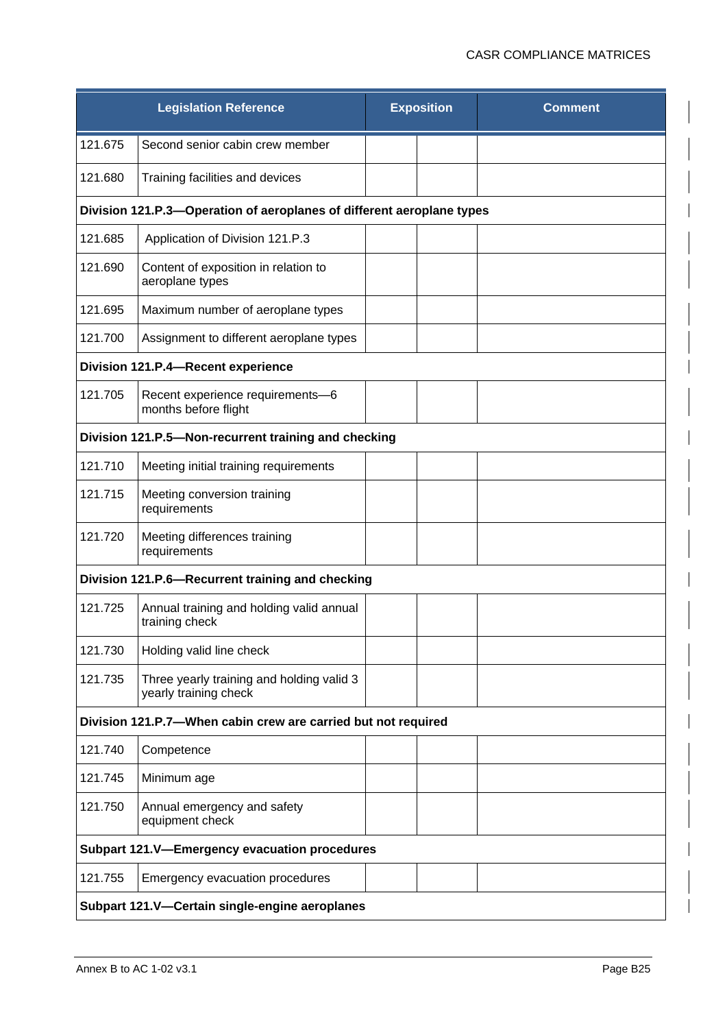| Legislation Reference | | Exposition | | Comment |
|---|---|---|---|---|
| 121.675 | Second senior cabin crew member | | | |
| 121.680 | Training facilities and devices | | | |
| **Division 121.P.3—Operation of aeroplanes of different aeroplane types** | | | | |
| 121.685 | Application of Division 121.P.3 | | | |
| 121.690 | Content of exposition in relation to aeroplane types | | | |
| 121.695 | Maximum number of aeroplane types | | | |
| 121.700 | Assignment to different aeroplane types | | | |
| **Division 121.P.4—Recent experience** | | | | |
| 121.705 | Recent experience requirements—6 months before flight | | | |
| **Division 121.P.5—Non-recurrent training and checking** | | | | |
| 121.710 | Meeting initial training requirements | | | |
| 121.715 | Meeting conversion training requirements | | | |
| 121.720 | Meeting differences training requirements | | | |
| **Division 121.P.6—Recurrent training and checking** | | | | |
| 121.725 | Annual training and holding valid annual training check | | | |
| 121.730 | Holding valid line check | | | |
| 121.735 | Three yearly training and holding valid 3 yearly training check | | | |
| **Division 121.P.7—When cabin crew are carried but not required** | | | | |
| 121.740 | Competence | | | |
| 121.745 | Minimum age | | | |
| 121.750 | Annual emergency and safety equipment check | | | |
| **Subpart 121.V—Emergency evacuation procedures** | | | | |
| 121.755 | Emergency evacuation procedures | | | |
| **Subpart 121.V—Certain single-engine aeroplanes** | | | | |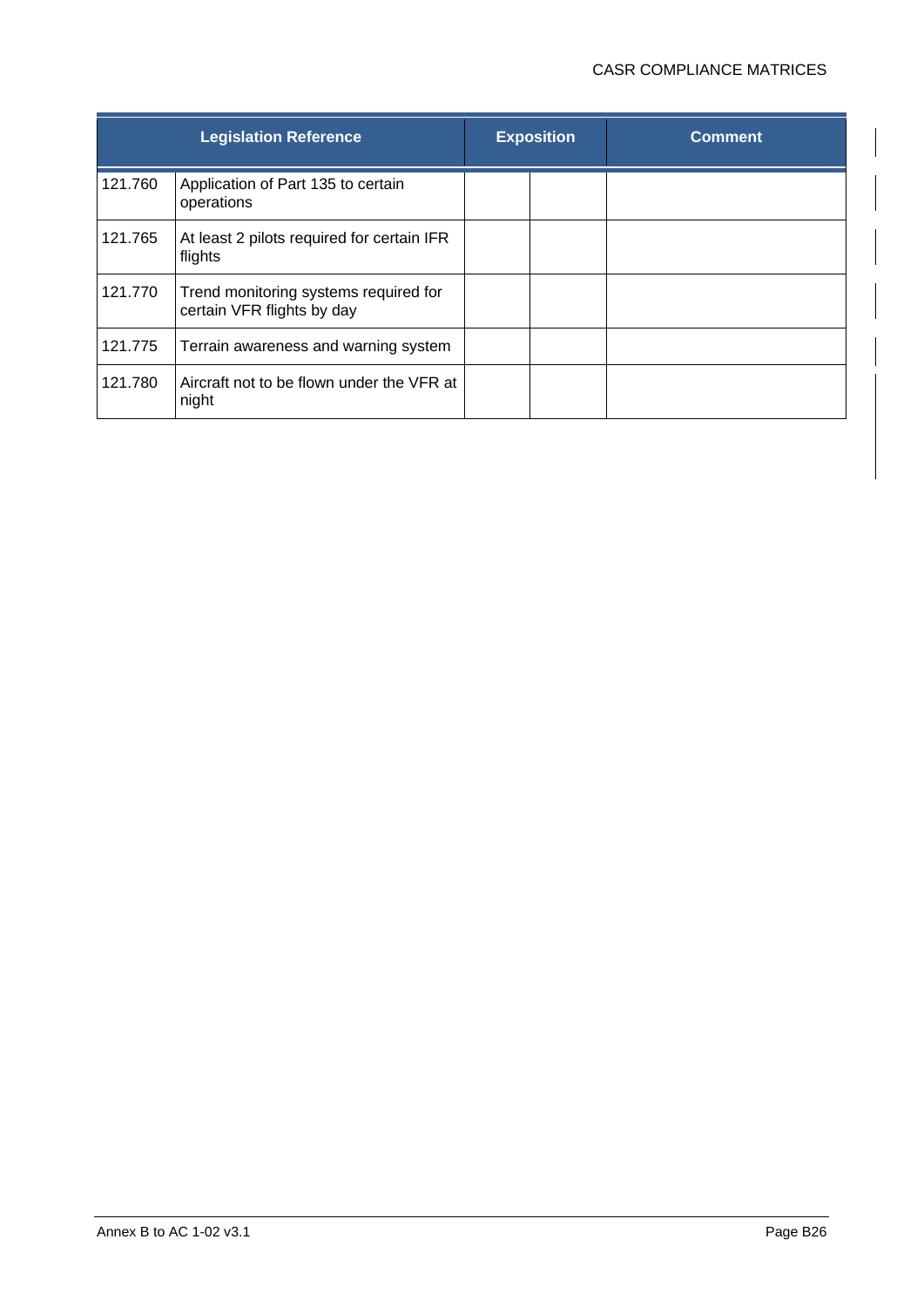| Legislation Reference | | Exposition | | Comment |
|---|---|---|---|---|
| 121.760 | Application of Part 135 to certain operations | | | |
| 121.765 | At least 2 pilots required for certain IFR flights | | | |
| 121.770 | Trend monitoring systems required for certain VFR flights by day | | | |
| 121.775 | Terrain awareness and warning system | | | |
| 121.780 | Aircraft not to be flown under the VFR at night | | | |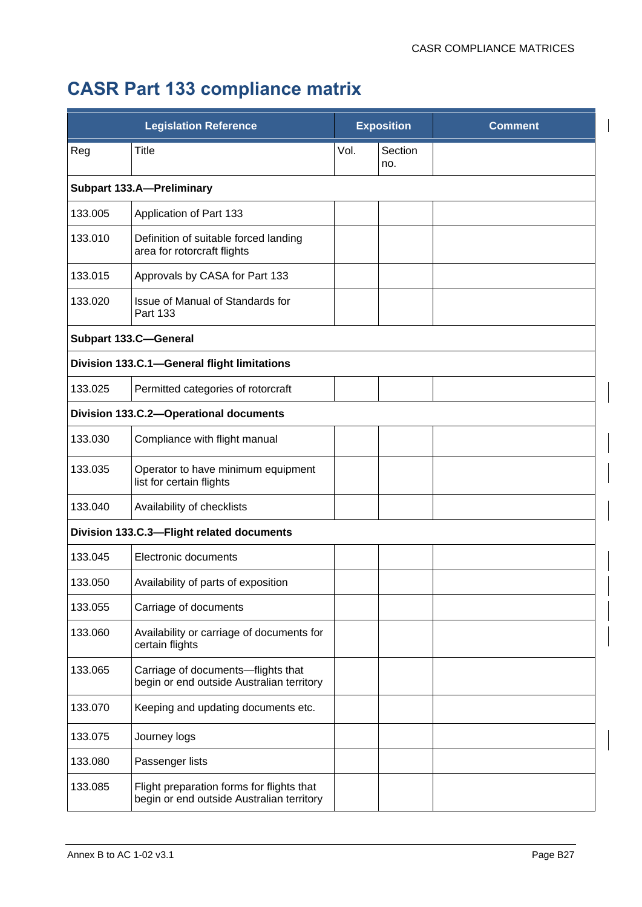# CASR Part 133 compliance matrix

| Legislation Reference | | Exposition | | Comment |
|---|---|---|---|---|
| Reg | Title | Vol. | Section no. | |
| **Subpart 133.A—Preliminary** | | | | |
| 133.005 | Application of Part 133 | | | |
| 133.010 | Definition of suitable forced landing area for rotorcraft flights | | | |
| 133.015 | Approvals by CASA for Part 133 | | | |
| 133.020 | Issue of Manual of Standards for Part 133 | | | |
| **Subpart 133.C—General** | | | | |
| **Division 133.C.1—General flight limitations** | | | | |
| 133.025 | Permitted categories of rotorcraft | | | |
| **Division 133.C.2—Operational documents** | | | | |
| 133.030 | Compliance with flight manual | | | |
| 133.035 | Operator to have minimum equipment list for certain flights | | | |
| 133.040 | Availability of checklists | | | |
| **Division 133.C.3—Flight related documents** | | | | |
| 133.045 | Electronic documents | | | |
| 133.050 | Availability of parts of exposition | | | |
| 133.055 | Carriage of documents | | | |
| 133.060 | Availability or carriage of documents for certain flights | | | |
| 133.065 | Carriage of documents—flights that begin or end outside Australian territory | | | |
| 133.070 | Keeping and updating documents etc. | | | |
| 133.075 | Journey logs | | | |
| 133.080 | Passenger lists | | | |
| 133.085 | Flight preparation forms for flights that begin or end outside Australian territory | | | |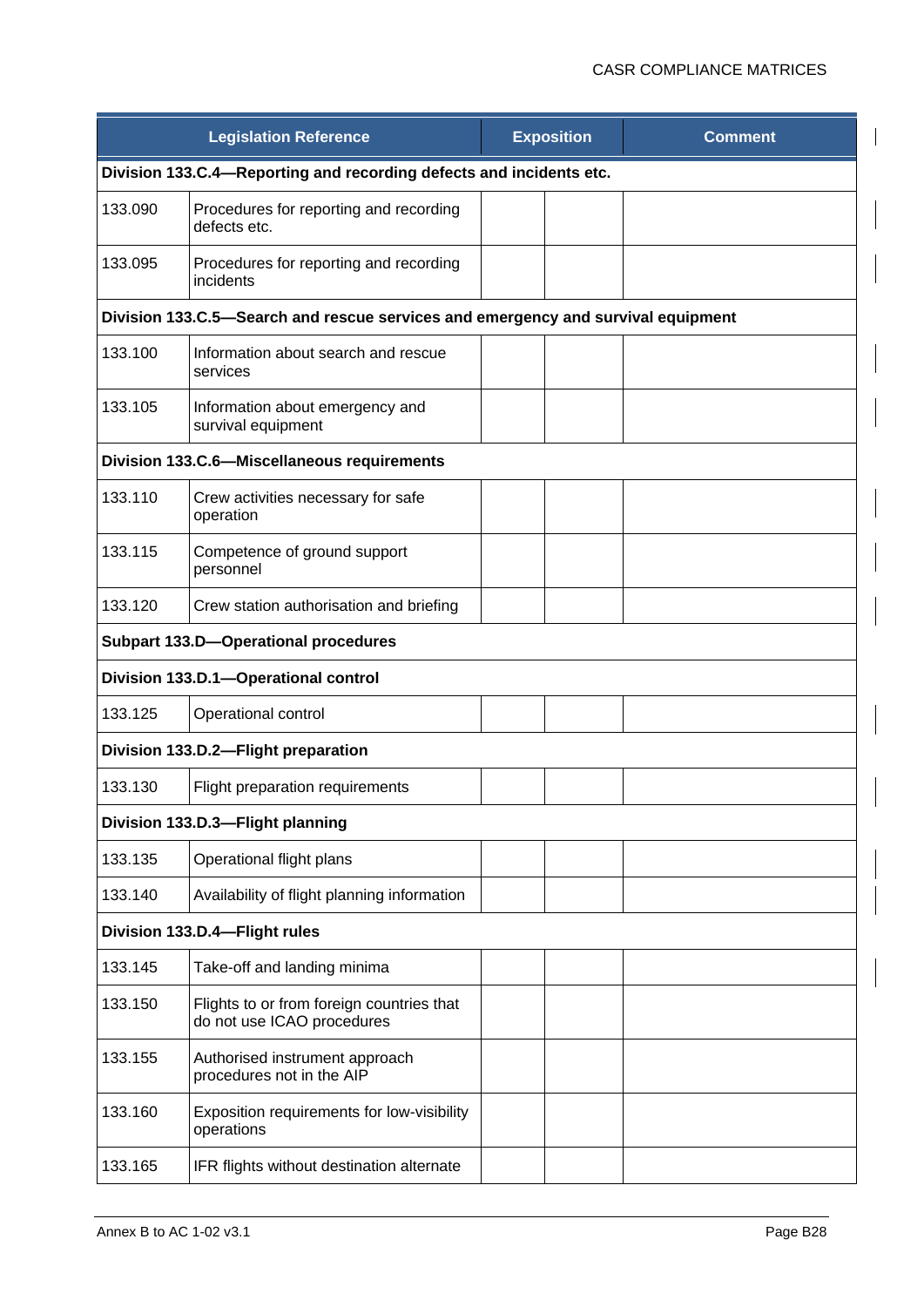| Legislation Reference | | Exposition | | Comment |
|---|---|---|---|---|
| **Division 133.C.4—Reporting and recording defects and incidents etc.** | | | | |
| 133.090 | Procedures for reporting and recording defects etc. | | | |
| 133.095 | Procedures for reporting and recording incidents | | | |
| **Division 133.C.5—Search and rescue services and emergency and survival equipment** | | | | |
| 133.100 | Information about search and rescue services | | | |
| 133.105 | Information about emergency and survival equipment | | | |
| **Division 133.C.6—Miscellaneous requirements** | | | | |
| 133.110 | Crew activities necessary for safe operation | | | |
| 133.115 | Competence of ground support personnel | | | |
| 133.120 | Crew station authorisation and briefing | | | |
| **Subpart 133.D—Operational procedures** | | | | |
| **Division 133.D.1—Operational control** | | | | |
| 133.125 | Operational control | | | |
| **Division 133.D.2—Flight preparation** | | | | |
| 133.130 | Flight preparation requirements | | | |
| **Division 133.D.3—Flight planning** | | | | |
| 133.135 | Operational flight plans | | | |
| 133.140 | Availability of flight planning information | | | |
| **Division 133.D.4—Flight rules** | | | | |
| 133.145 | Take-off and landing minima | | | |
| 133.150 | Flights to or from foreign countries that do not use ICAO procedures | | | |
| 133.155 | Authorised instrument approach procedures not in the AIP | | | |
| 133.160 | Exposition requirements for low-visibility operations | | | |
| 133.165 | IFR flights without destination alternate | | | |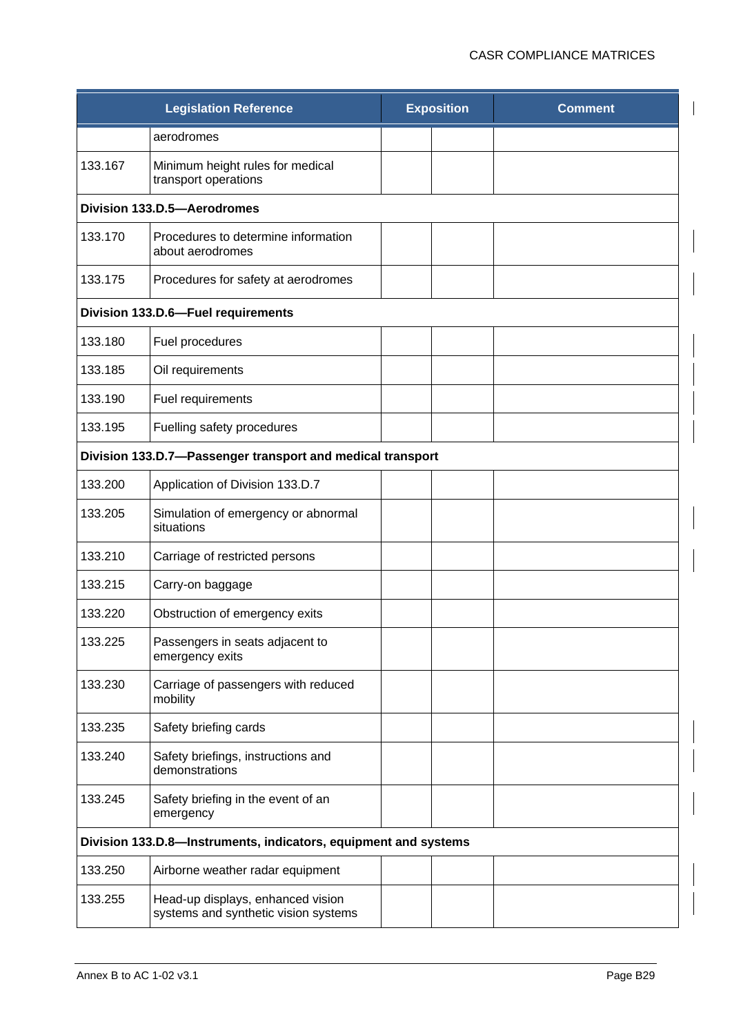| Legislation Reference | | Exposition | | Comment |
|---|---|---|---|---|
| | aerodromes | | | |
| 133.167 | Minimum height rules for medical transport operations | | | |
| **Division 133.D.5—Aerodromes** | | | | |
| 133.170 | Procedures to determine information about aerodromes | | | |
| 133.175 | Procedures for safety at aerodromes | | | |
| **Division 133.D.6—Fuel requirements** | | | | |
| 133.180 | Fuel procedures | | | |
| 133.185 | Oil requirements | | | |
| 133.190 | Fuel requirements | | | |
| 133.195 | Fuelling safety procedures | | | |
| **Division 133.D.7—Passenger transport and medical transport** | | | | |
| 133.200 | Application of Division 133.D.7 | | | |
| 133.205 | Simulation of emergency or abnormal situations | | | |
| 133.210 | Carriage of restricted persons | | | |
| 133.215 | Carry-on baggage | | | |
| 133.220 | Obstruction of emergency exits | | | |
| 133.225 | Passengers in seats adjacent to emergency exits | | | |
| 133.230 | Carriage of passengers with reduced mobility | | | |
| 133.235 | Safety briefing cards | | | |
| 133.240 | Safety briefings, instructions and demonstrations | | | |
| 133.245 | Safety briefing in the event of an emergency | | | |
| **Division 133.D.8—Instruments, indicators, equipment and systems** | | | | |
| 133.250 | Airborne weather radar equipment | | | |
| 133.255 | Head-up displays, enhanced vision systems and synthetic vision systems | | | |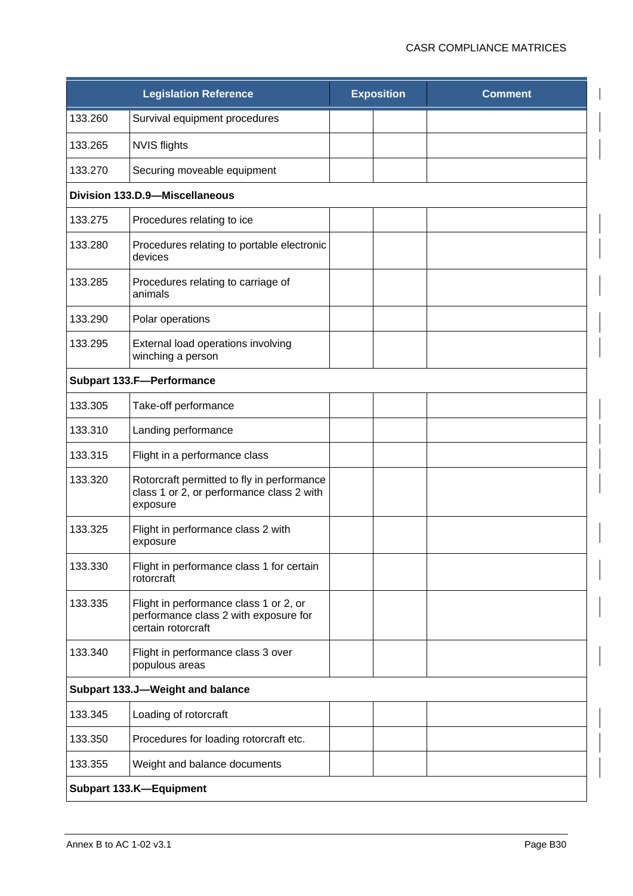| Legislation Reference | | Exposition | | Comment |
|---|---|---|---|---|
| 133.260 | Survival equipment procedures | | | |
| 133.265 | NVIS flights | | | |
| 133.270 | Securing moveable equipment | | | |
| **Division 133.D.9—Miscellaneous** | | | | |
| 133.275 | Procedures relating to ice | | | |
| 133.280 | Procedures relating to portable electronic devices | | | |
| 133.285 | Procedures relating to carriage of animals | | | |
| 133.290 | Polar operations | | | |
| 133.295 | External load operations involving winching a person | | | |
| **Subpart 133.F—Performance** | | | | |
| 133.305 | Take-off performance | | | |
| 133.310 | Landing performance | | | |
| 133.315 | Flight in a performance class | | | |
| 133.320 | Rotorcraft permitted to fly in performance class 1 or 2, or performance class 2 with exposure | | | |
| 133.325 | Flight in performance class 2 with exposure | | | |
| 133.330 | Flight in performance class 1 for certain rotorcraft | | | |
| 133.335 | Flight in performance class 1 or 2, or performance class 2 with exposure for certain rotorcraft | | | |
| 133.340 | Flight in performance class 3 over populous areas | | | |
| **Subpart 133.J—Weight and balance** | | | | |
| 133.345 | Loading of rotorcraft | | | |
| 133.350 | Procedures for loading rotorcraft etc. | | | |
| 133.355 | Weight and balance documents | | | |
| **Subpart 133.K—Equipment** | | | | |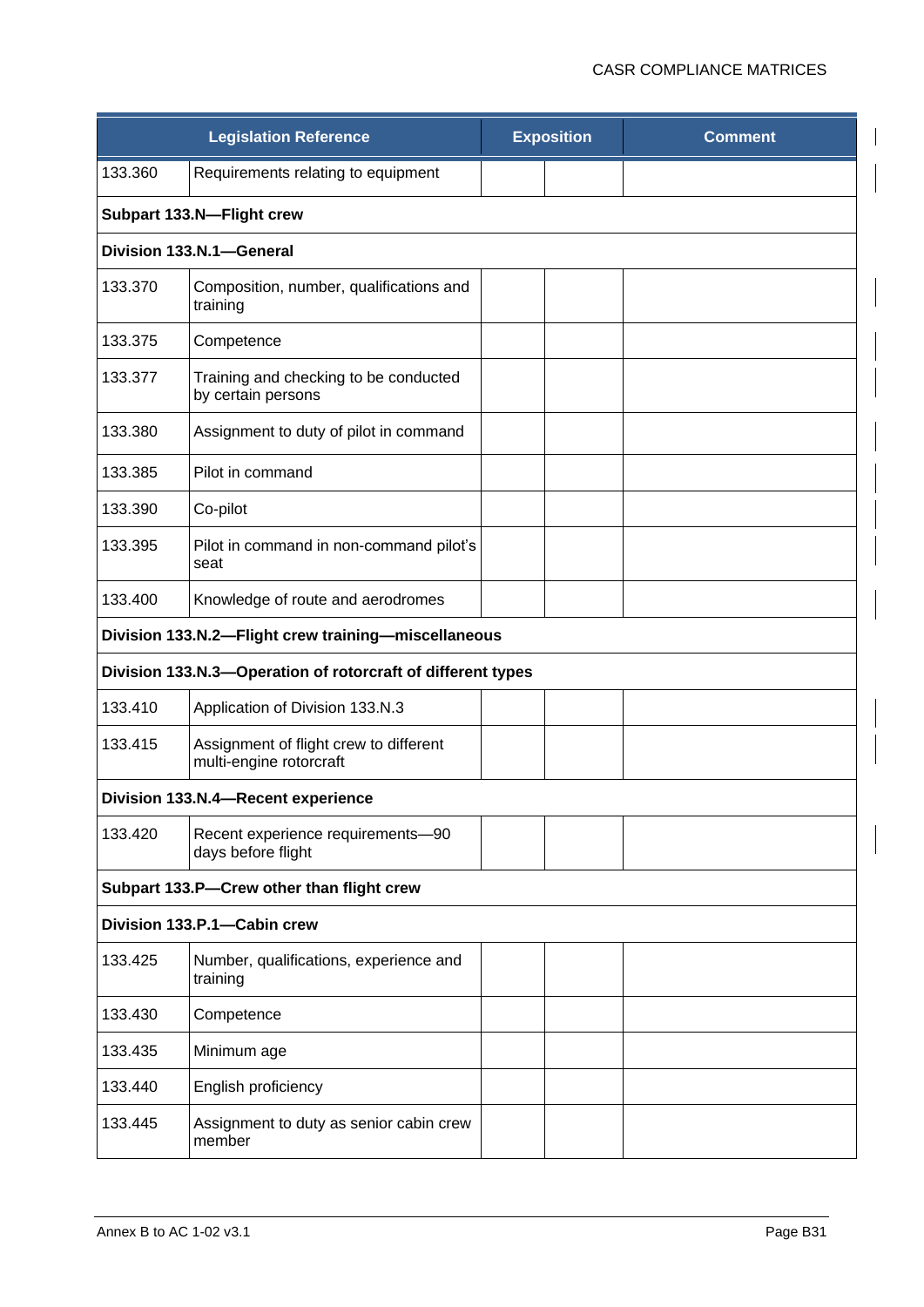| Legislation Reference | | Exposition | | Comment |
|---|---|---|---|---|
| 133.360 | Requirements relating to equipment | | | |
| **Subpart 133.N—Flight crew** | | | | |
| **Division 133.N.1—General** | | | | |
| 133.370 | Composition, number, qualifications and training | | | |
| 133.375 | Competence | | | |
| 133.377 | Training and checking to be conducted by certain persons | | | |
| 133.380 | Assignment to duty of pilot in command | | | |
| 133.385 | Pilot in command | | | |
| 133.390 | Co-pilot | | | |
| 133.395 | Pilot in command in non-command pilot's seat | | | |
| 133.400 | Knowledge of route and aerodromes | | | |
| **Division 133.N.2—Flight crew training—miscellaneous** | | | | |
| **Division 133.N.3—Operation of rotorcraft of different types** | | | | |
| 133.410 | Application of Division 133.N.3 | | | |
| 133.415 | Assignment of flight crew to different multi-engine rotorcraft | | | |
| **Division 133.N.4—Recent experience** | | | | |
| 133.420 | Recent experience requirements—90 days before flight | | | |
| **Subpart 133.P—Crew other than flight crew** | | | | |
| **Division 133.P.1—Cabin crew** | | | | |
| 133.425 | Number, qualifications, experience and training | | | |
| 133.430 | Competence | | | |
| 133.435 | Minimum age | | | |
| 133.440 | English proficiency | | | |
| 133.445 | Assignment to duty as senior cabin crew member | | | |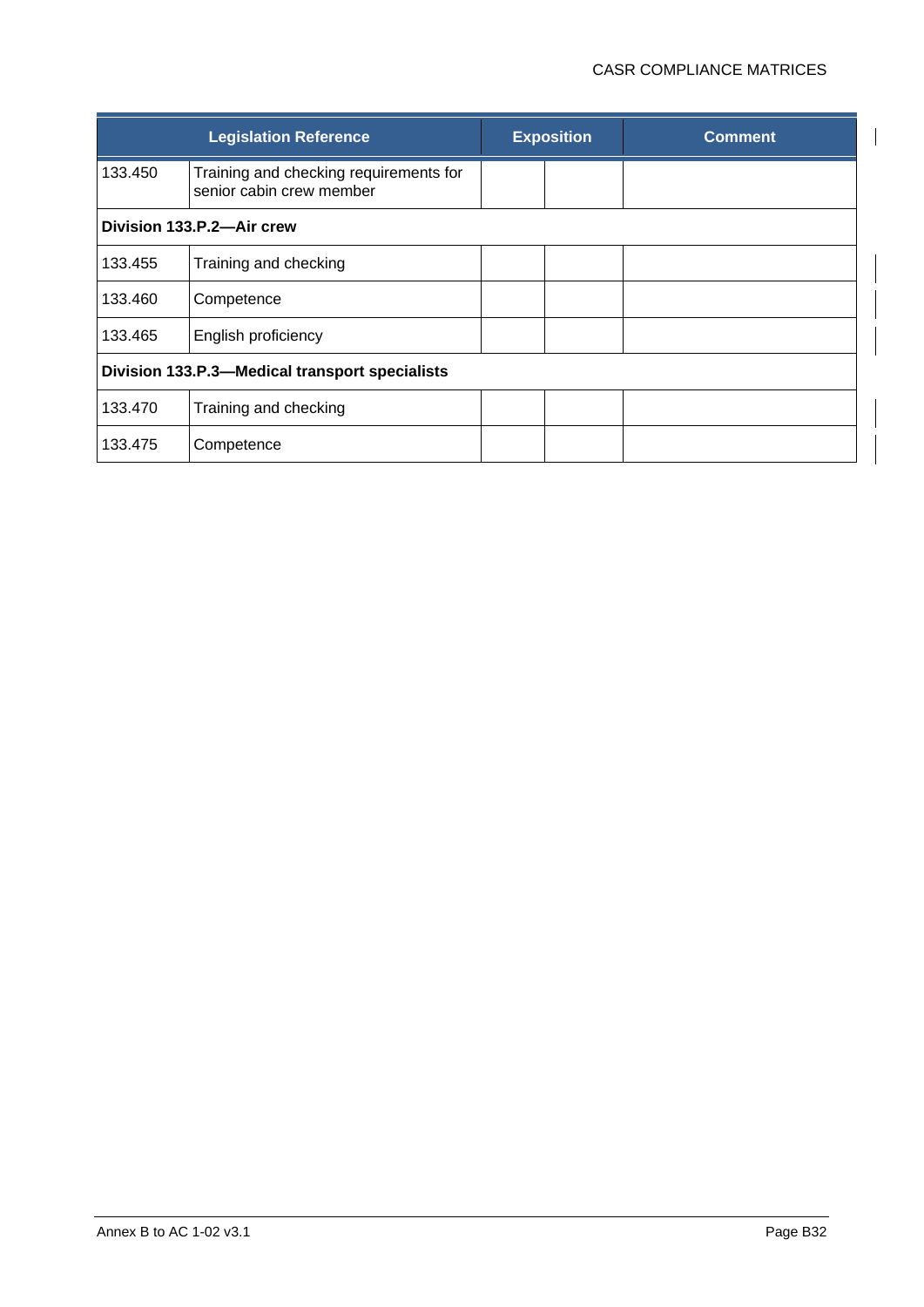| Legislation Reference | | Exposition | | Comment |
|---|---|---|---|---|
| 133.450 | Training and checking requirements for senior cabin crew member | | | |
| **Division 133.P.2—Air crew** | | | | |
| 133.455 | Training and checking | | | |
| 133.460 | Competence | | | |
| 133.465 | English proficiency | | | |
| **Division 133.P.3—Medical transport specialists** | | | | |
| 133.470 | Training and checking | | | |
| 133.475 | Competence | | | |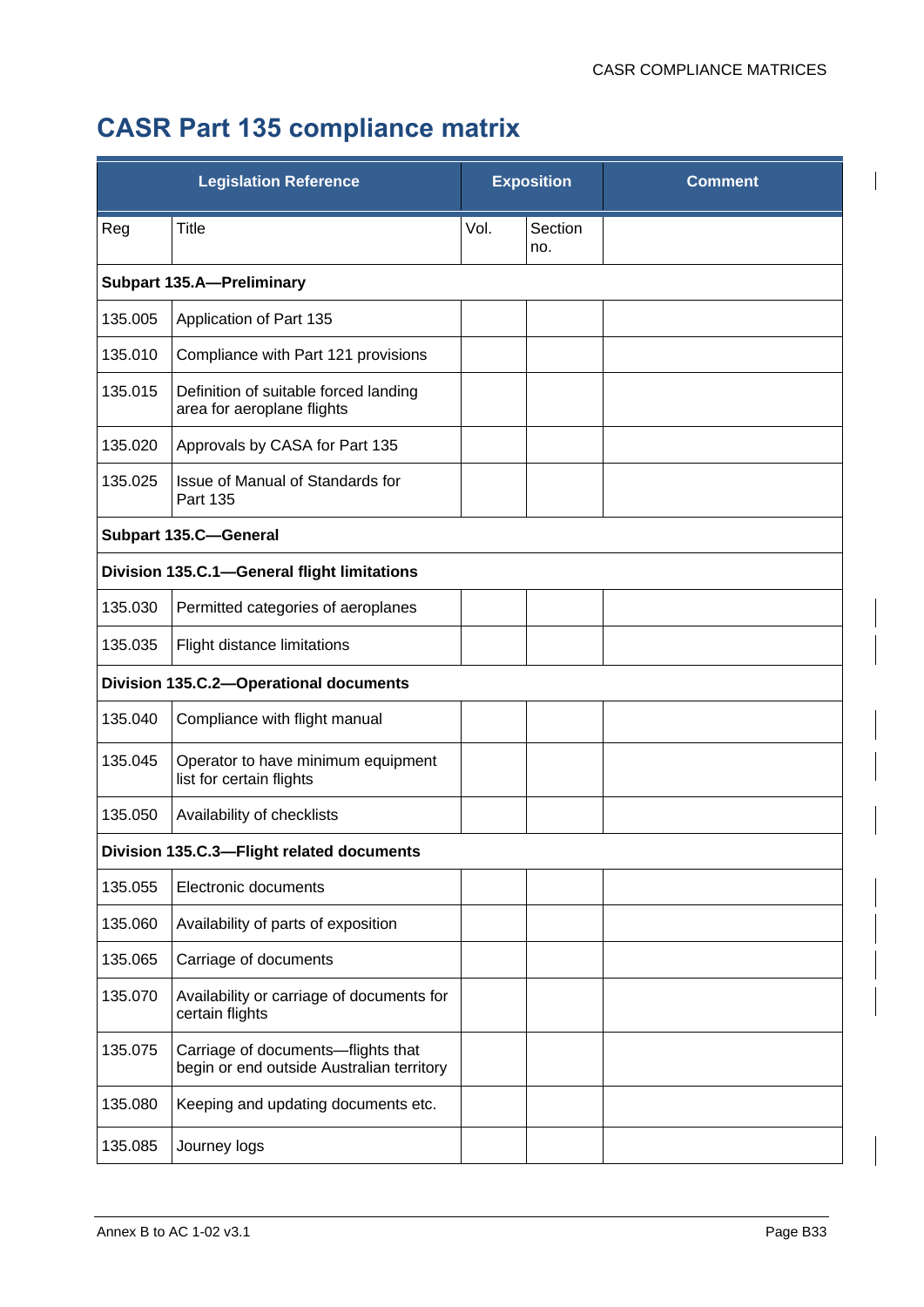# CASR Part 135 compliance matrix

| Legislation Reference | | Exposition | | Comment |
|---|---|---|---|---|
| Reg | Title | Vol. | Section no. | |
| **Subpart 135.A—Preliminary** | | | | |
| 135.005 | Application of Part 135 | | | |
| 135.010 | Compliance with Part 121 provisions | | | |
| 135.015 | Definition of suitable forced landing area for aeroplane flights | | | |
| 135.020 | Approvals by CASA for Part 135 | | | |
| 135.025 | Issue of Manual of Standards for Part 135 | | | |
| **Subpart 135.C—General** | | | | |
| **Division 135.C.1—General flight limitations** | | | | |
| 135.030 | Permitted categories of aeroplanes | | | |
| 135.035 | Flight distance limitations | | | |
| **Division 135.C.2—Operational documents** | | | | |
| 135.040 | Compliance with flight manual | | | |
| 135.045 | Operator to have minimum equipment list for certain flights | | | |
| 135.050 | Availability of checklists | | | |
| **Division 135.C.3—Flight related documents** | | | | |
| 135.055 | Electronic documents | | | |
| 135.060 | Availability of parts of exposition | | | |
| 135.065 | Carriage of documents | | | |
| 135.070 | Availability or carriage of documents for certain flights | | | |
| 135.075 | Carriage of documents—flights that begin or end outside Australian territory | | | |
| 135.080 | Keeping and updating documents etc. | | | |
| 135.085 | Journey logs | | | |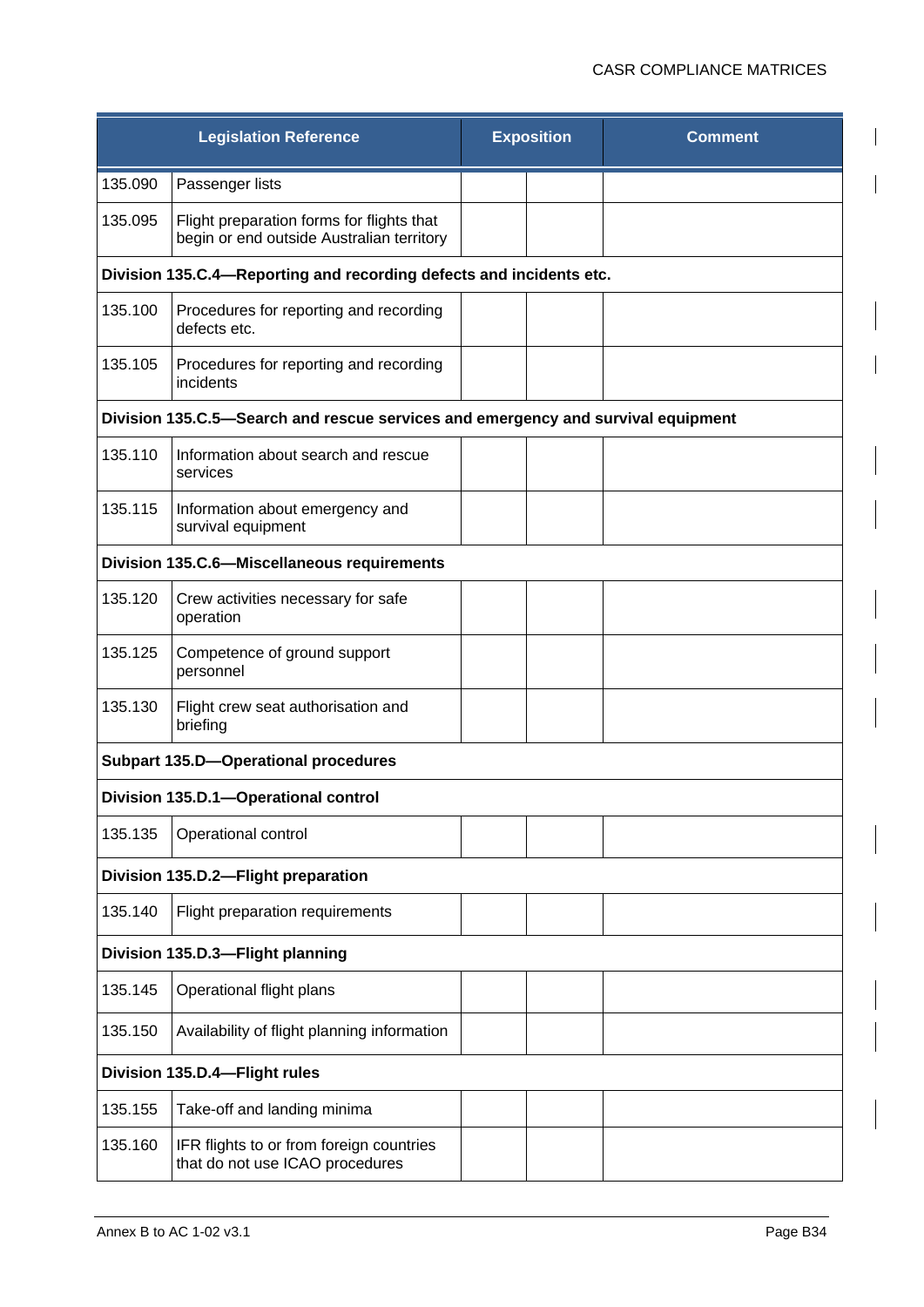| Legislation Reference | | Exposition | | Comment |
|---|---|---|---|---|
| 135.090 | Passenger lists | | | |
| 135.095 | Flight preparation forms for flights that begin or end outside Australian territory | | | |
| **Division 135.C.4—Reporting and recording defects and incidents etc.** | | | | |
| 135.100 | Procedures for reporting and recording defects etc. | | | |
| 135.105 | Procedures for reporting and recording incidents | | | |
| **Division 135.C.5—Search and rescue services and emergency and survival equipment** | | | | |
| 135.110 | Information about search and rescue services | | | |
| 135.115 | Information about emergency and survival equipment | | | |
| **Division 135.C.6—Miscellaneous requirements** | | | | |
| 135.120 | Crew activities necessary for safe operation | | | |
| 135.125 | Competence of ground support personnel | | | |
| 135.130 | Flight crew seat authorisation and briefing | | | |
| **Subpart 135.D—Operational procedures** | | | | |
| **Division 135.D.1—Operational control** | | | | |
| 135.135 | Operational control | | | |
| **Division 135.D.2—Flight preparation** | | | | |
| 135.140 | Flight preparation requirements | | | |
| **Division 135.D.3—Flight planning** | | | | |
| 135.145 | Operational flight plans | | | |
| 135.150 | Availability of flight planning information | | | |
| **Division 135.D.4—Flight rules** | | | | |
| 135.155 | Take-off and landing minima | | | |
| 135.160 | IFR flights to or from foreign countries that do not use ICAO procedures | | | |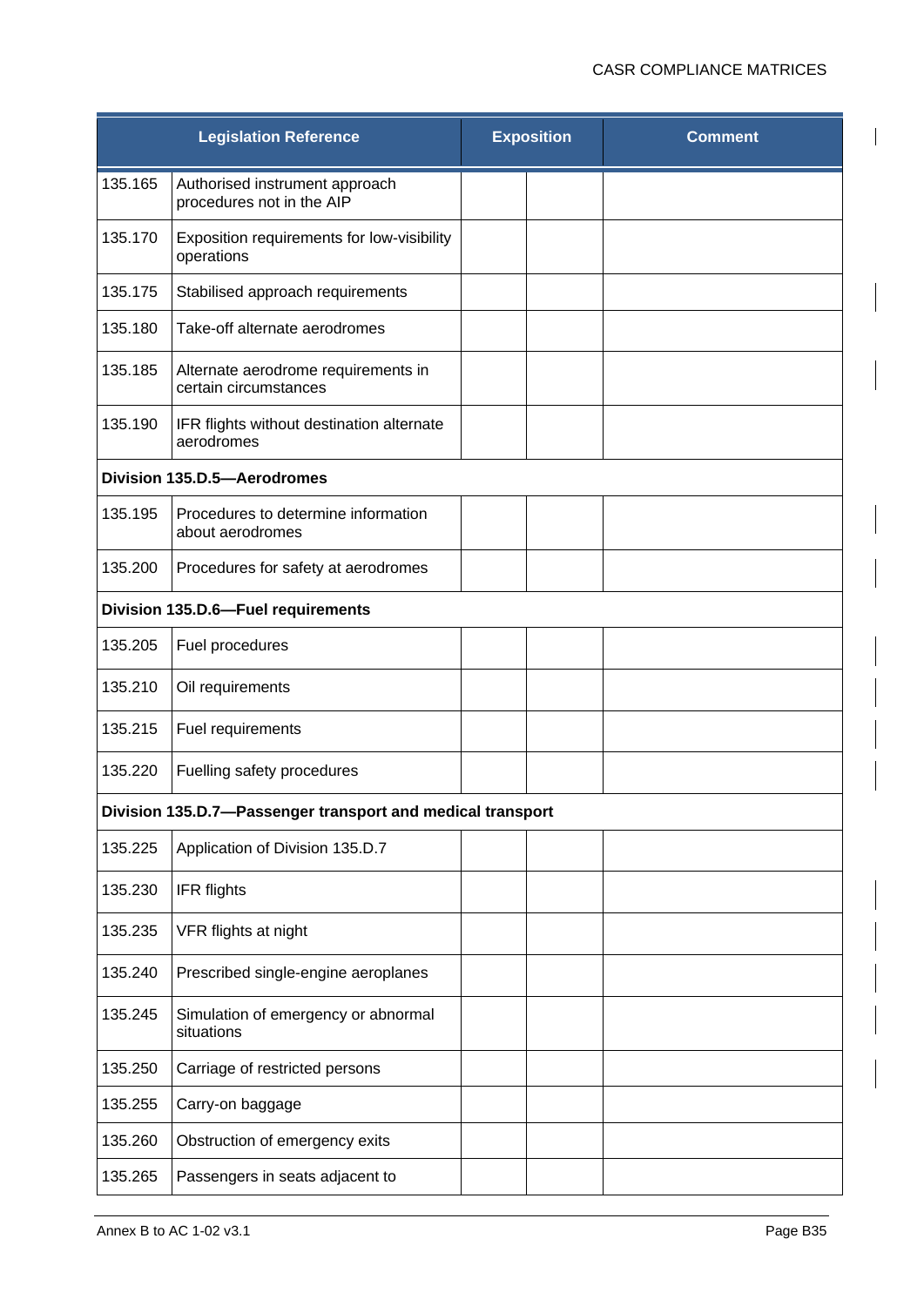| Legislation Reference | | Exposition | | Comment |
|---|---|---|---|---|
| 135.165 | Authorised instrument approach procedures not in the AIP | | | |
| 135.170 | Exposition requirements for low-visibility operations | | | |
| 135.175 | Stabilised approach requirements | | | |
| 135.180 | Take-off alternate aerodromes | | | |
| 135.185 | Alternate aerodrome requirements in certain circumstances | | | |
| 135.190 | IFR flights without destination alternate aerodromes | | | |
| **Division 135.D.5—Aerodromes** | | | | |
| 135.195 | Procedures to determine information about aerodromes | | | |
| 135.200 | Procedures for safety at aerodromes | | | |
| **Division 135.D.6—Fuel requirements** | | | | |
| 135.205 | Fuel procedures | | | |
| 135.210 | Oil requirements | | | |
| 135.215 | Fuel requirements | | | |
| 135.220 | Fuelling safety procedures | | | |
| **Division 135.D.7—Passenger transport and medical transport** | | | | |
| 135.225 | Application of Division 135.D.7 | | | |
| 135.230 | IFR flights | | | |
| 135.235 | VFR flights at night | | | |
| 135.240 | Prescribed single-engine aeroplanes | | | |
| 135.245 | Simulation of emergency or abnormal situations | | | |
| 135.250 | Carriage of restricted persons | | | |
| 135.255 | Carry-on baggage | | | |
| 135.260 | Obstruction of emergency exits | | | |
| 135.265 | Passengers in seats adjacent to | | | |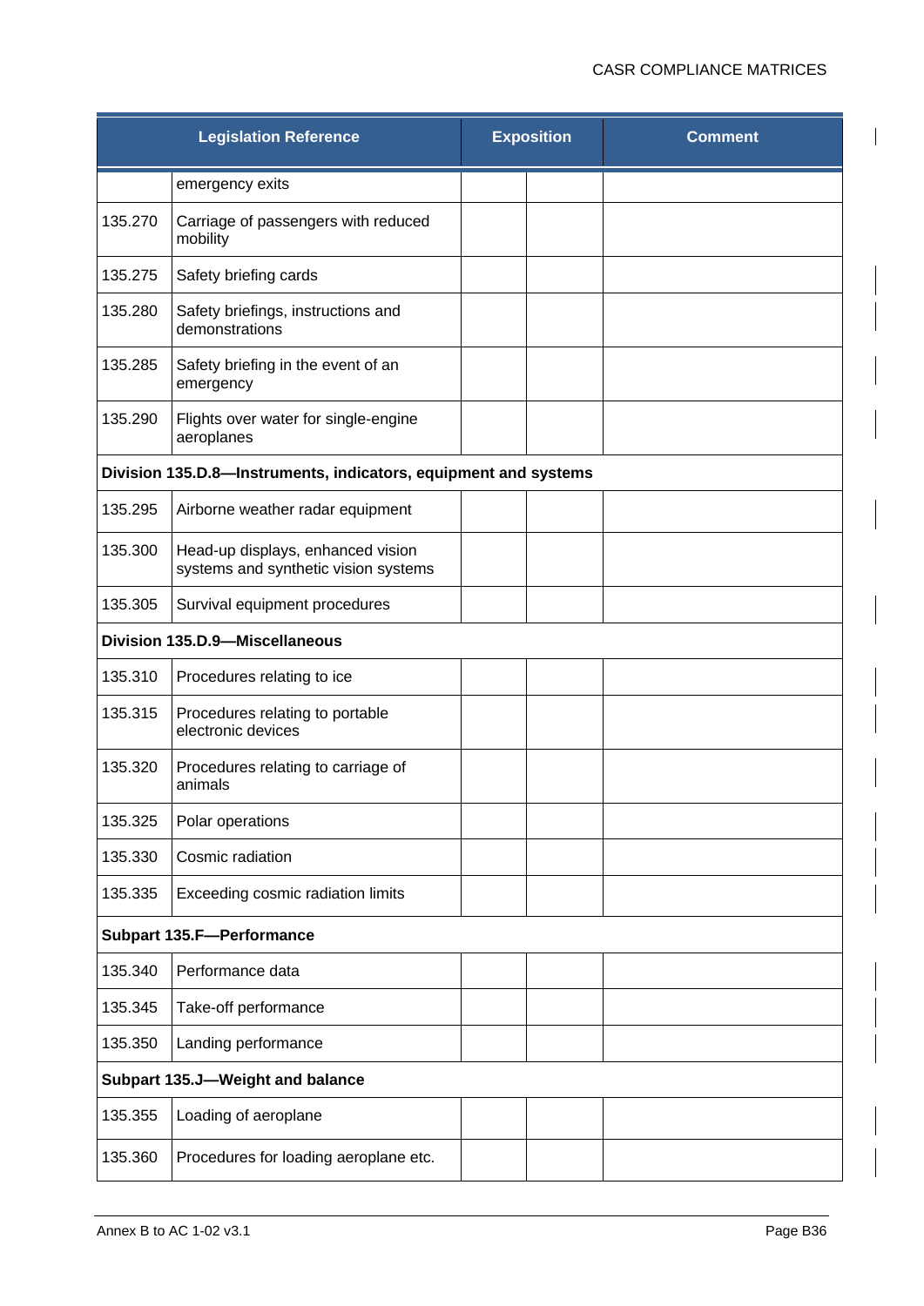| Legislation Reference | | Exposition | | Comment |
|---|---|---|---|---|
| | emergency exits | | | |
| 135.270 | Carriage of passengers with reduced mobility | | | |
| 135.275 | Safety briefing cards | | | |
| 135.280 | Safety briefings, instructions and demonstrations | | | |
| 135.285 | Safety briefing in the event of an emergency | | | |
| 135.290 | Flights over water for single-engine aeroplanes | | | |
| **Division 135.D.8—Instruments, indicators, equipment and systems** | | | | |
| 135.295 | Airborne weather radar equipment | | | |
| 135.300 | Head-up displays, enhanced vision systems and synthetic vision systems | | | |
| 135.305 | Survival equipment procedures | | | |
| **Division 135.D.9—Miscellaneous** | | | | |
| 135.310 | Procedures relating to ice | | | |
| 135.315 | Procedures relating to portable electronic devices | | | |
| 135.320 | Procedures relating to carriage of animals | | | |
| 135.325 | Polar operations | | | |
| 135.330 | Cosmic radiation | | | |
| 135.335 | Exceeding cosmic radiation limits | | | |
| **Subpart 135.F—Performance** | | | | |
| 135.340 | Performance data | | | |
| 135.345 | Take-off performance | | | |
| 135.350 | Landing performance | | | |
| **Subpart 135.J—Weight and balance** | | | | |
| 135.355 | Loading of aeroplane | | | |
| 135.360 | Procedures for loading aeroplane etc. | | | |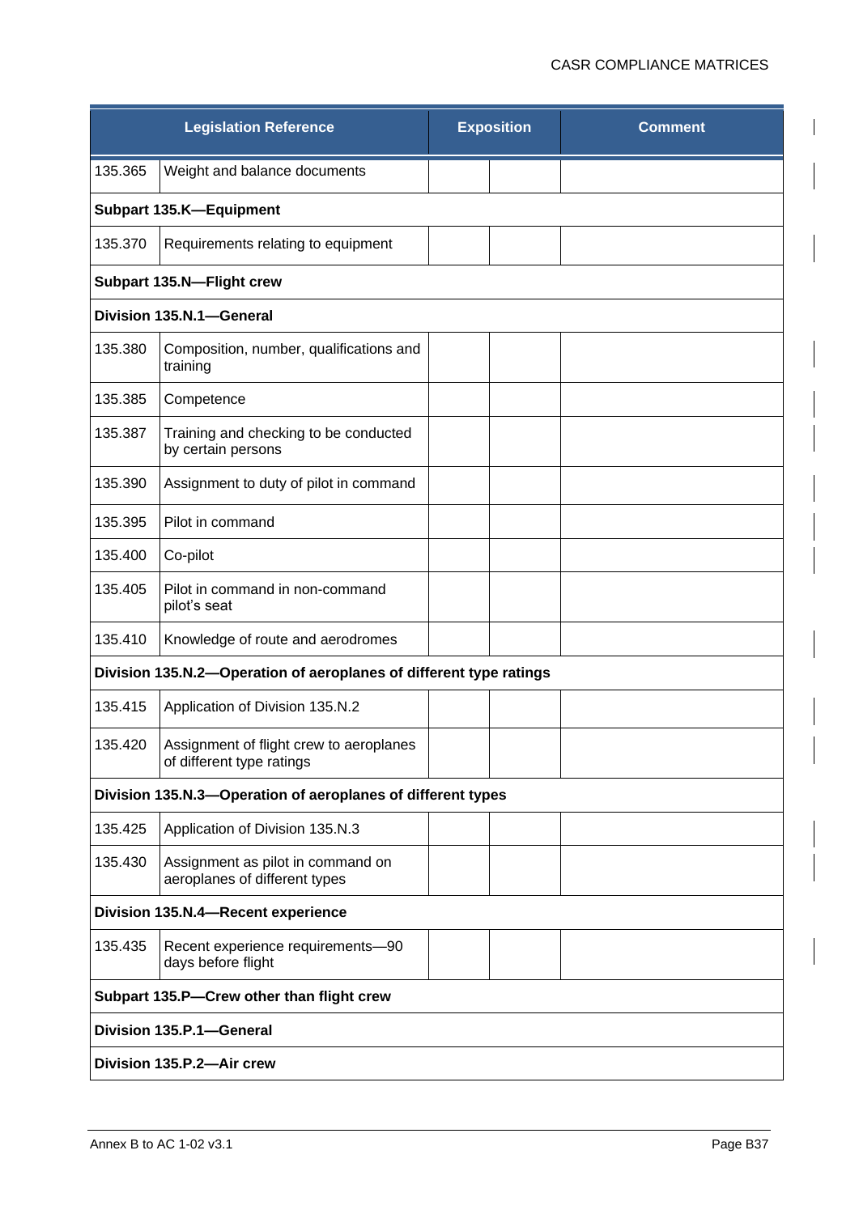| Legislation Reference | | Exposition | | Comment |
|---|---|---|---|---|
| 135.365 | Weight and balance documents | | | |
| **Subpart 135.K—Equipment** | | | | |
| 135.370 | Requirements relating to equipment | | | |
| **Subpart 135.N—Flight crew** | | | | |
| **Division 135.N.1—General** | | | | |
| 135.380 | Composition, number, qualifications and training | | | |
| 135.385 | Competence | | | |
| 135.387 | Training and checking to be conducted by certain persons | | | |
| 135.390 | Assignment to duty of pilot in command | | | |
| 135.395 | Pilot in command | | | |
| 135.400 | Co-pilot | | | |
| 135.405 | Pilot in command in non-command pilot's seat | | | |
| 135.410 | Knowledge of route and aerodromes | | | |
| **Division 135.N.2—Operation of aeroplanes of different type ratings** | | | | |
| 135.415 | Application of Division 135.N.2 | | | |
| 135.420 | Assignment of flight crew to aeroplanes of different type ratings | | | |
| **Division 135.N.3—Operation of aeroplanes of different types** | | | | |
| 135.425 | Application of Division 135.N.3 | | | |
| 135.430 | Assignment as pilot in command on aeroplanes of different types | | | |
| **Division 135.N.4—Recent experience** | | | | |
| 135.435 | Recent experience requirements—90 days before flight | | | |
| **Subpart 135.P—Crew other than flight crew** | | | | |
| **Division 135.P.1—General** | | | | |
| **Division 135.P.2—Air crew** | | | | |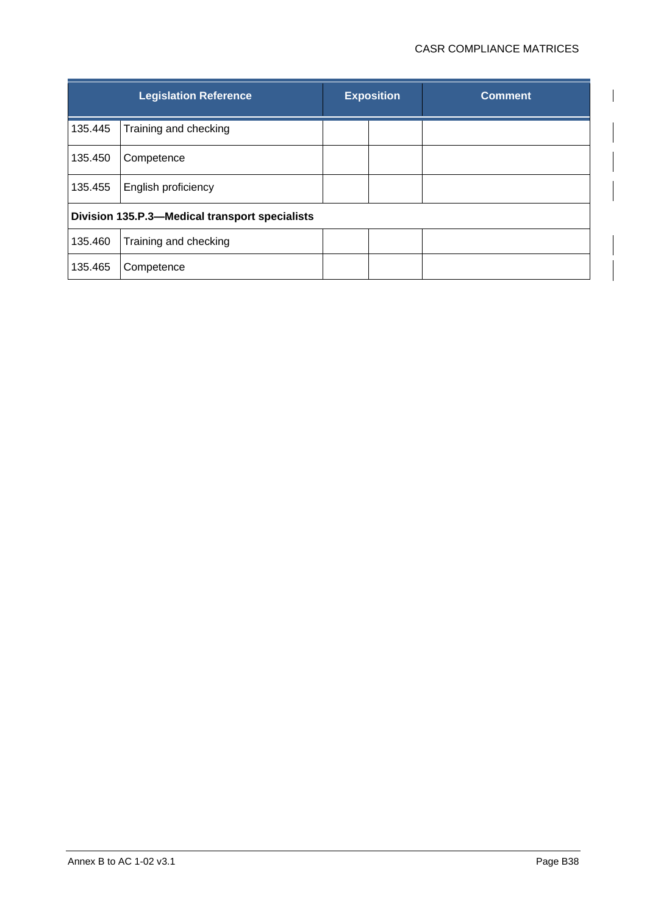| Legislation Reference | | Exposition | | Comment |
|---|---|---|---|---|
| 135.445 | Training and checking | | | |
| 135.450 | Competence | | | |
| 135.455 | English proficiency | | | |
| **Division 135.P.3—Medical transport specialists** | | | | |
| 135.460 | Training and checking | | | |
| 135.465 | Competence | | | |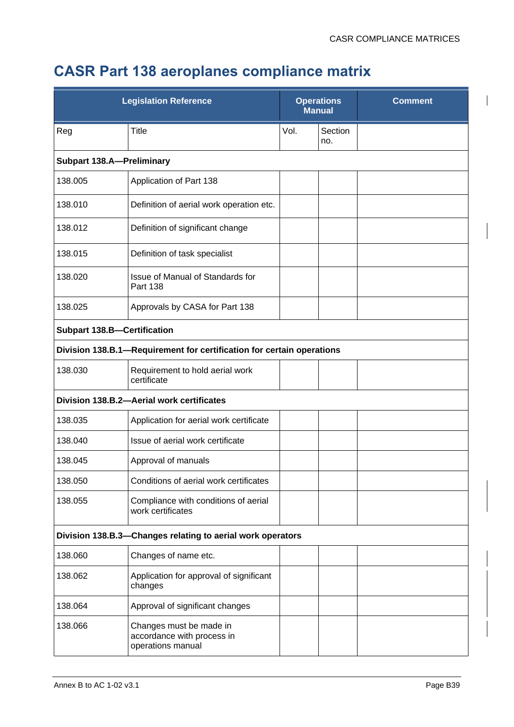# CASR Part 138 aeroplanes compliance matrix

| Legislation Reference | | Operations Manual | | Comment |
|---|---|---|---|---|
| Reg | Title | Vol. | Section no. | |
| **Subpart 138.A—Preliminary** | | | | |
| 138.005 | Application of Part 138 | | | |
| 138.010 | Definition of aerial work operation etc. | | | |
| 138.012 | Definition of significant change | | | |
| 138.015 | Definition of task specialist | | | |
| 138.020 | Issue of Manual of Standards for Part 138 | | | |
| 138.025 | Approvals by CASA for Part 138 | | | |
| **Subpart 138.B—Certification** | | | | |
| **Division 138.B.1—Requirement for certification for certain operations** | | | | |
| 138.030 | Requirement to hold aerial work certificate | | | |
| **Division 138.B.2—Aerial work certificates** | | | | |
| 138.035 | Application for aerial work certificate | | | |
| 138.040 | Issue of aerial work certificate | | | |
| 138.045 | Approval of manuals | | | |
| 138.050 | Conditions of aerial work certificates | | | |
| 138.055 | Compliance with conditions of aerial work certificates | | | |
| **Division 138.B.3—Changes relating to aerial work operators** | | | | |
| 138.060 | Changes of name etc. | | | |
| 138.062 | Application for approval of significant changes | | | |
| 138.064 | Approval of significant changes | | | |
| 138.066 | Changes must be made in accordance with process in operations manual | | | |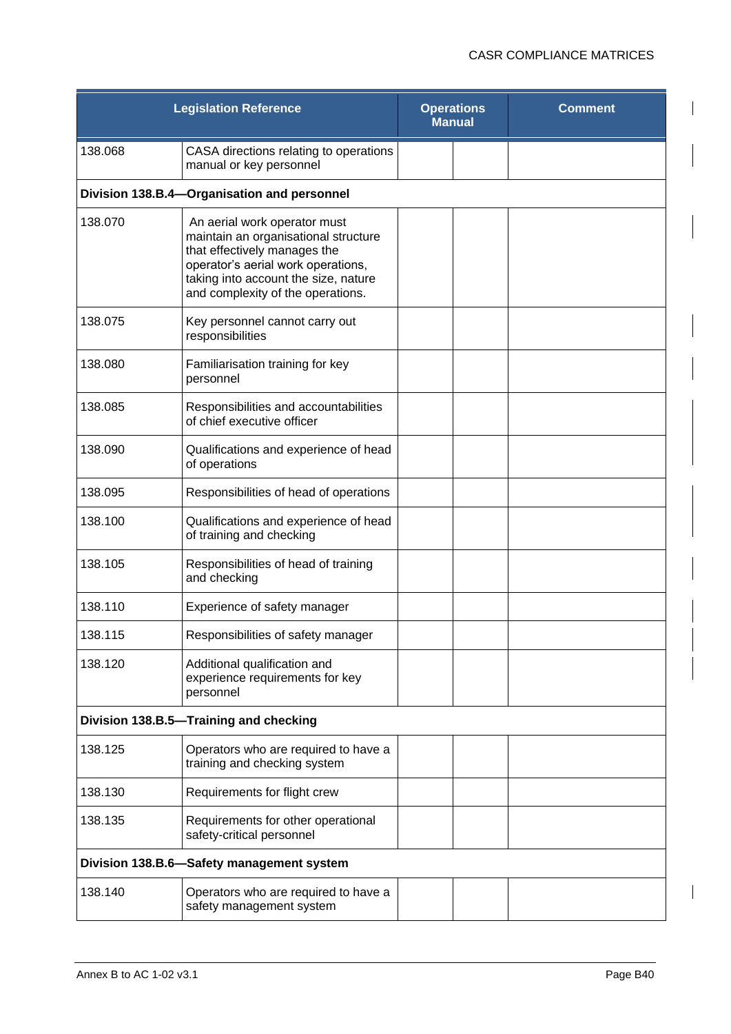| Legislation Reference | | Operations Manual | | Comment |
|---|---|---|---|---|
| 138.068 | CASA directions relating to operations manual or key personnel | | | |
| **Division 138.B.4—Organisation and personnel** | | | | |
| 138.070 | An aerial work operator must maintain an organisational structure that effectively manages the operator's aerial work operations, taking into account the size, nature and complexity of the operations. | | | |
| 138.075 | Key personnel cannot carry out responsibilities | | | |
| 138.080 | Familiarisation training for key personnel | | | |
| 138.085 | Responsibilities and accountabilities of chief executive officer | | | |
| 138.090 | Qualifications and experience of head of operations | | | |
| 138.095 | Responsibilities of head of operations | | | |
| 138.100 | Qualifications and experience of head of training and checking | | | |
| 138.105 | Responsibilities of head of training and checking | | | |
| 138.110 | Experience of safety manager | | | |
| 138.115 | Responsibilities of safety manager | | | |
| 138.120 | Additional qualification and experience requirements for key personnel | | | |
| **Division 138.B.5—Training and checking** | | | | |
| 138.125 | Operators who are required to have a training and checking system | | | |
| 138.130 | Requirements for flight crew | | | |
| 138.135 | Requirements for other operational safety-critical personnel | | | |
| **Division 138.B.6—Safety management system** | | | | |
| 138.140 | Operators who are required to have a safety management system | | | |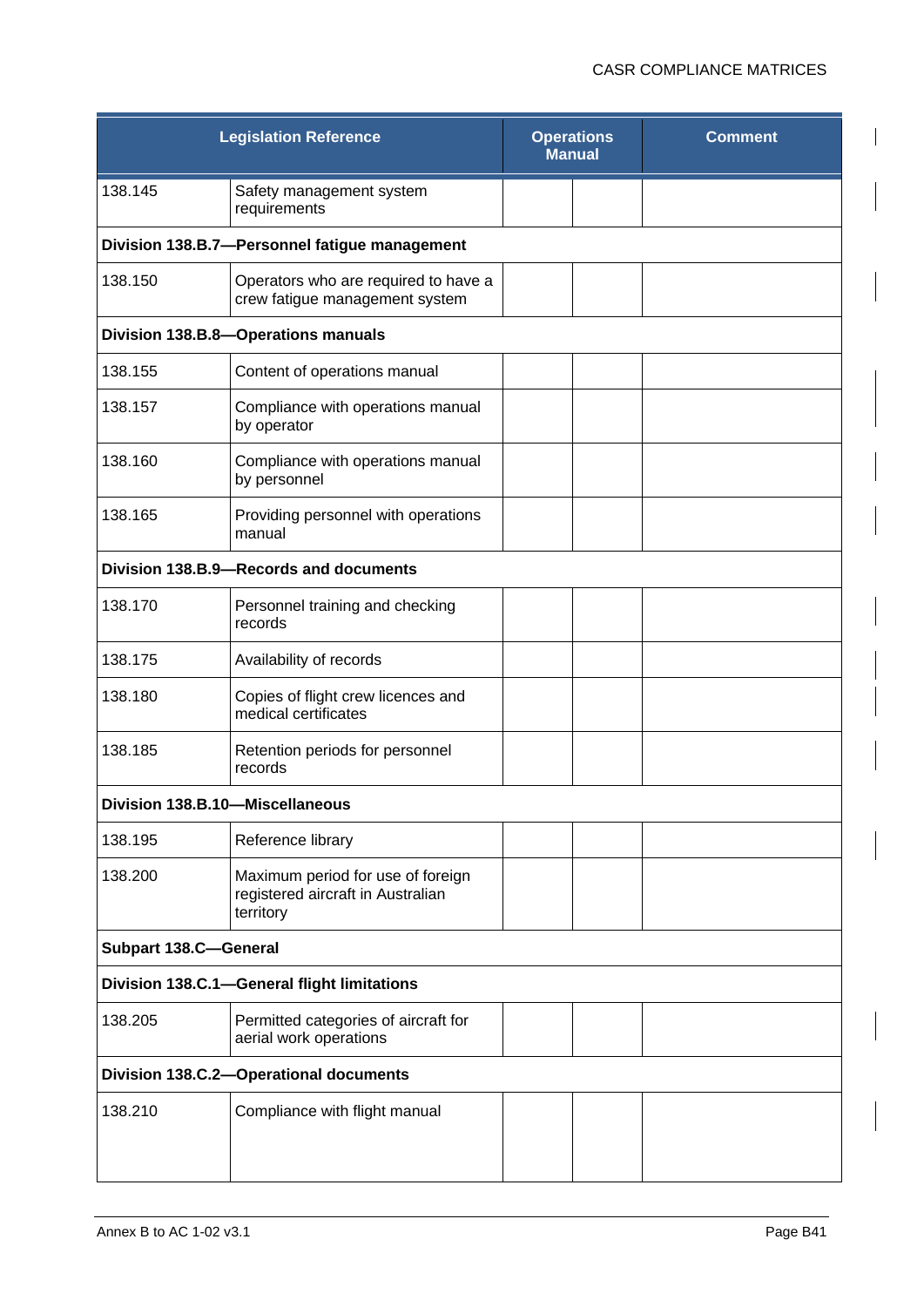| Legislation Reference | | Operations Manual | | Comment |
|---|---|---|---|---|
| 138.145 | Safety management system requirements | | | |
| **Division 138.B.7—Personnel fatigue management** | | | | |
| 138.150 | Operators who are required to have a crew fatigue management system | | | |
| **Division 138.B.8—Operations manuals** | | | | |
| 138.155 | Content of operations manual | | | |
| 138.157 | Compliance with operations manual by operator | | | |
| 138.160 | Compliance with operations manual by personnel | | | |
| 138.165 | Providing personnel with operations manual | | | |
| **Division 138.B.9—Records and documents** | | | | |
| 138.170 | Personnel training and checking records | | | |
| 138.175 | Availability of records | | | |
| 138.180 | Copies of flight crew licences and medical certificates | | | |
| 138.185 | Retention periods for personnel records | | | |
| **Division 138.B.10—Miscellaneous** | | | | |
| 138.195 | Reference library | | | |
| 138.200 | Maximum period for use of foreign registered aircraft in Australian territory | | | |
| **Subpart 138.C—General** | | | | |
| **Division 138.C.1—General flight limitations** | | | | |
| 138.205 | Permitted categories of aircraft for aerial work operations | | | |
| **Division 138.C.2—Operational documents** | | | | |
| 138.210 | Compliance with flight manual | | | |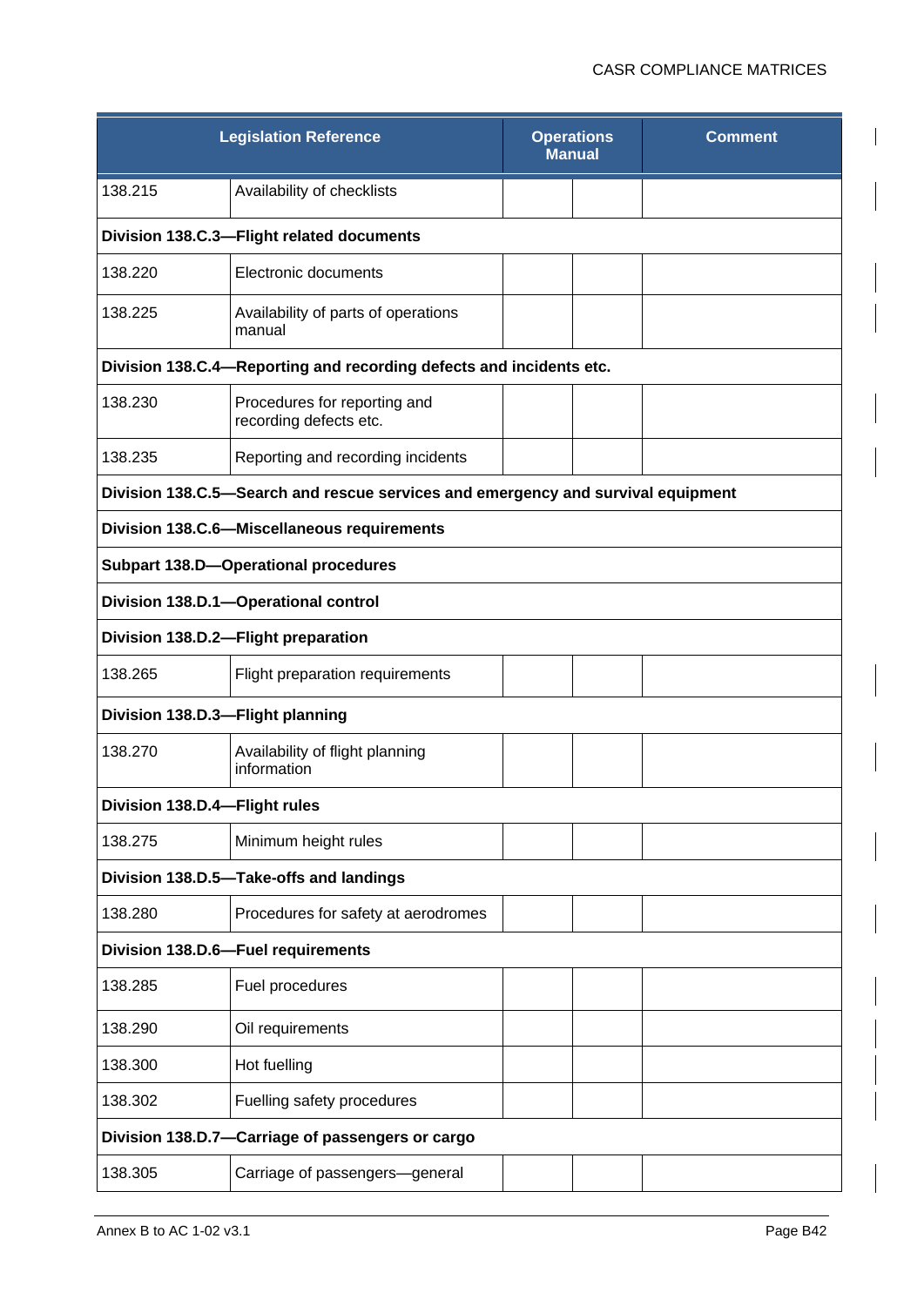| Legislation Reference | | Operations Manual | | Comment |
|---|---|---|---|---|
| 138.215 | Availability of checklists | | | |
| **Division 138.C.3—Flight related documents** | | | | |
| 138.220 | Electronic documents | | | |
| 138.225 | Availability of parts of operations manual | | | |
| **Division 138.C.4—Reporting and recording defects and incidents etc.** | | | | |
| 138.230 | Procedures for reporting and recording defects etc. | | | |
| 138.235 | Reporting and recording incidents | | | |
| **Division 138.C.5—Search and rescue services and emergency and survival equipment** | | | | |
| **Division 138.C.6—Miscellaneous requirements** | | | | |
| **Subpart 138.D—Operational procedures** | | | | |
| **Division 138.D.1—Operational control** | | | | |
| **Division 138.D.2—Flight preparation** | | | | |
| 138.265 | Flight preparation requirements | | | |
| **Division 138.D.3—Flight planning** | | | | |
| 138.270 | Availability of flight planning information | | | |
| **Division 138.D.4—Flight rules** | | | | |
| 138.275 | Minimum height rules | | | |
| **Division 138.D.5—Take-offs and landings** | | | | |
| 138.280 | Procedures for safety at aerodromes | | | |
| **Division 138.D.6—Fuel requirements** | | | | |
| 138.285 | Fuel procedures | | | |
| 138.290 | Oil requirements | | | |
| 138.300 | Hot fuelling | | | |
| 138.302 | Fuelling safety procedures | | | |
| **Division 138.D.7—Carriage of passengers or cargo** | | | | |
| 138.305 | Carriage of passengers—general | | | |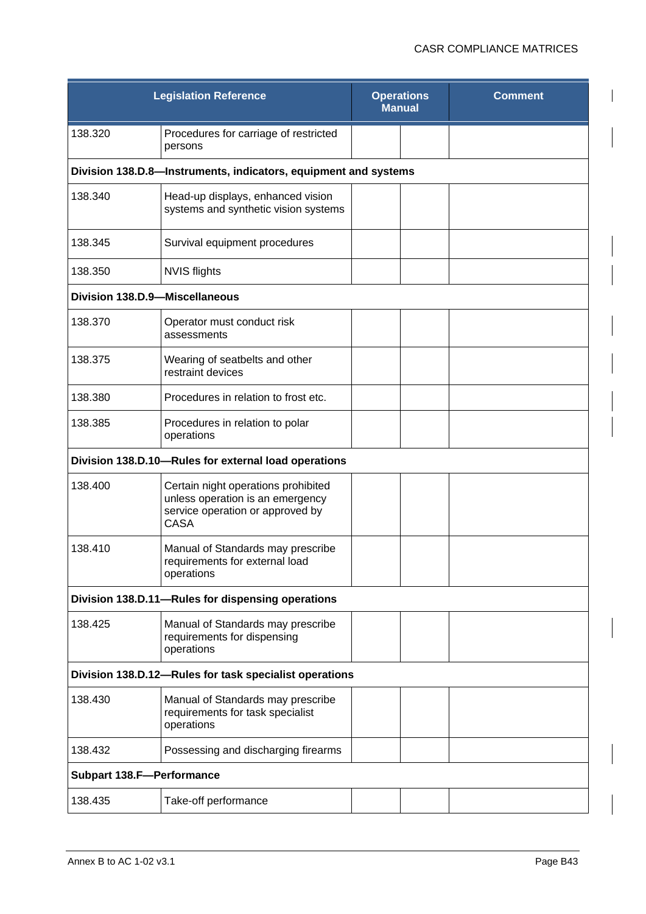| Legislation Reference | | Operations Manual | | Comment |
|---|---|---|---|---|
| 138.320 | Procedures for carriage of restricted persons | | | |
| **Division 138.D.8—Instruments, indicators, equipment and systems** | | | | |
| 138.340 | Head-up displays, enhanced vision systems and synthetic vision systems | | | |
| 138.345 | Survival equipment procedures | | | |
| 138.350 | NVIS flights | | | |
| **Division 138.D.9—Miscellaneous** | | | | |
| 138.370 | Operator must conduct risk assessments | | | |
| 138.375 | Wearing of seatbelts and other restraint devices | | | |
| 138.380 | Procedures in relation to frost etc. | | | |
| 138.385 | Procedures in relation to polar operations | | | |
| **Division 138.D.10—Rules for external load operations** | | | | |
| 138.400 | Certain night operations prohibited unless operation is an emergency service operation or approved by CASA | | | |
| 138.410 | Manual of Standards may prescribe requirements for external load operations | | | |
| **Division 138.D.11—Rules for dispensing operations** | | | | |
| 138.425 | Manual of Standards may prescribe requirements for dispensing operations | | | |
| **Division 138.D.12—Rules for task specialist operations** | | | | |
| 138.430 | Manual of Standards may prescribe requirements for task specialist operations | | | |
| 138.432 | Possessing and discharging firearms | | | |
| **Subpart 138.F—Performance** | | | | |
| 138.435 | Take-off performance | | | |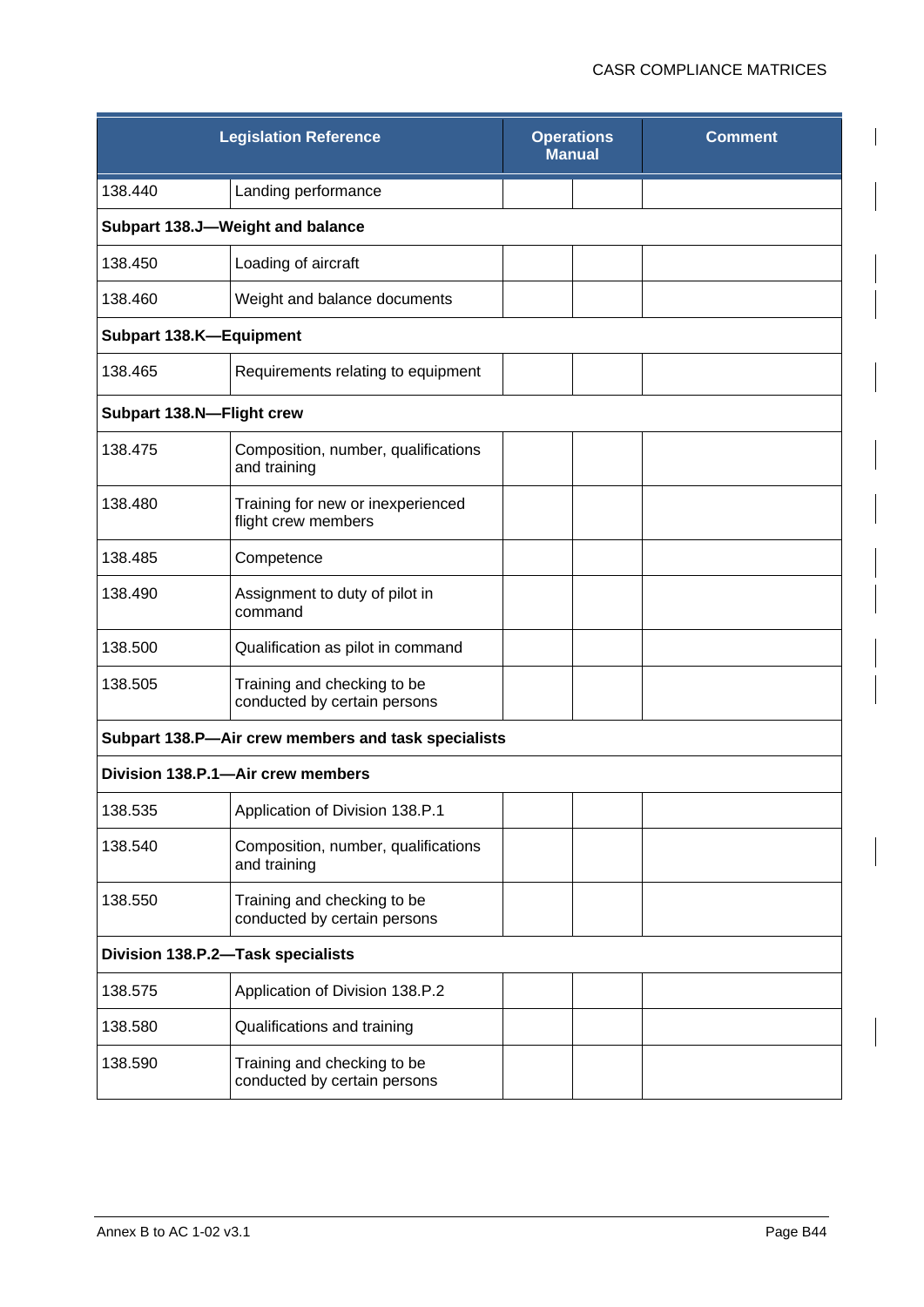| Legislation Reference | | Operations Manual | | Comment |
|---|---|---|---|---|
| 138.440 | Landing performance | | | |
| **Subpart 138.J—Weight and balance** | | | | |
| 138.450 | Loading of aircraft | | | |
| 138.460 | Weight and balance documents | | | |
| **Subpart 138.K—Equipment** | | | | |
| 138.465 | Requirements relating to equipment | | | |
| **Subpart 138.N—Flight crew** | | | | |
| 138.475 | Composition, number, qualifications and training | | | |
| 138.480 | Training for new or inexperienced flight crew members | | | |
| 138.485 | Competence | | | |
| 138.490 | Assignment to duty of pilot in command | | | |
| 138.500 | Qualification as pilot in command | | | |
| 138.505 | Training and checking to be conducted by certain persons | | | |
| **Subpart 138.P—Air crew members and task specialists** | | | | |
| **Division 138.P.1—Air crew members** | | | | |
| 138.535 | Application of Division 138.P.1 | | | |
| 138.540 | Composition, number, qualifications and training | | | |
| 138.550 | Training and checking to be conducted by certain persons | | | |
| **Division 138.P.2—Task specialists** | | | | |
| 138.575 | Application of Division 138.P.2 | | | |
| 138.580 | Qualifications and training | | | |
| 138.590 | Training and checking to be conducted by certain persons | | | |